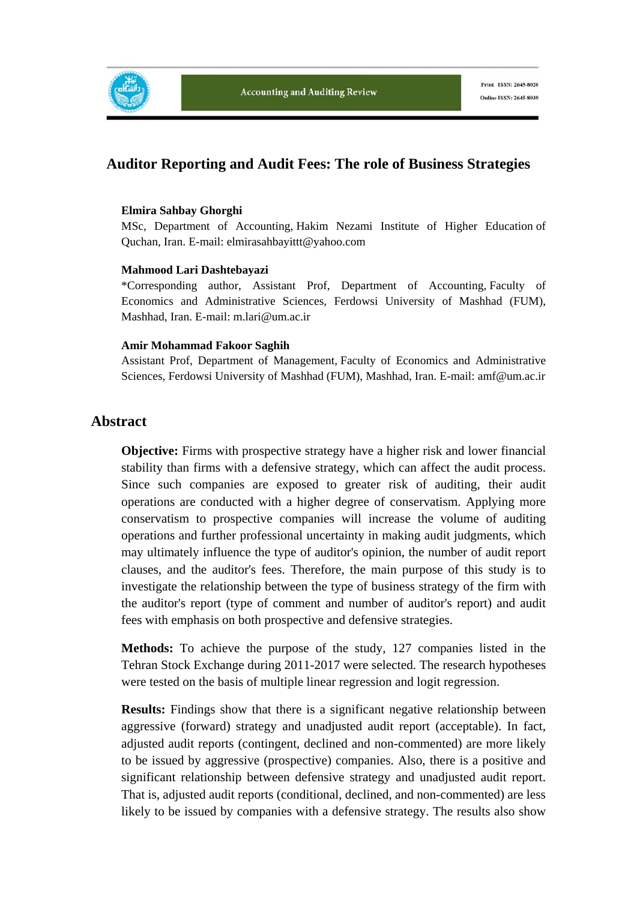# Auditor Reporting and Audit Fees: The role of Business Strategies

**Elmira Sahbay Ghorghi**

MSc, Department of Accounting, Hakim Nezami Institute of Higher Education of Quchan, Iran. E-mail: elmirasahbayittt@yahoo.com

**Mahmood Lari Dashtebayazi**

*Corresponding author, Assistant Prof, Department of Accounting, Faculty of Economics and Administrative Sciences, Ferdowsi University of Mashhad (FUM), Mashhad, Iran. E-mail: m.lari@um.ac.ir

**Amir Mohammad Fakoor Saghih**

Assistant Prof, Department of Management, Faculty of Economics and Administrative Sciences, Ferdowsi University of Mashhad (FUM), Mashhad, Iran. E-mail: amf@um.ac.ir

## Abstract

**Objective:** Firms with prospective strategy have a higher risk and lower financial stability than firms with a defensive strategy, which can affect the audit process. Since such companies are exposed to greater risk of auditing, their audit operations are conducted with a higher degree of conservatism. Applying more conservatism to prospective companies will increase the volume of auditing operations and further professional uncertainty in making audit judgments, which may ultimately influence the type of auditor's opinion, the number of audit report clauses, and the auditor's fees. Therefore, the main purpose of this study is to investigate the relationship between the type of business strategy of the firm with the auditor's report (type of comment and number of auditor's report) and audit fees with emphasis on both prospective and defensive strategies.

**Methods:** To achieve the purpose of the study, 127 companies listed in the Tehran Stock Exchange during 2011-2017 were selected. The research hypotheses were tested on the basis of multiple linear regression and logit regression.

**Results:** Findings show that there is a significant negative relationship between aggressive (forward) strategy and unadjusted audit report (acceptable). In fact, adjusted audit reports (contingent, declined and non-commented) are more likely to be issued by aggressive (prospective) companies. Also, there is a positive and significant relationship between defensive strategy and unadjusted audit report. That is, adjusted audit reports (conditional, declined, and non-commented) are less likely to be issued by companies with a defensive strategy. The results also show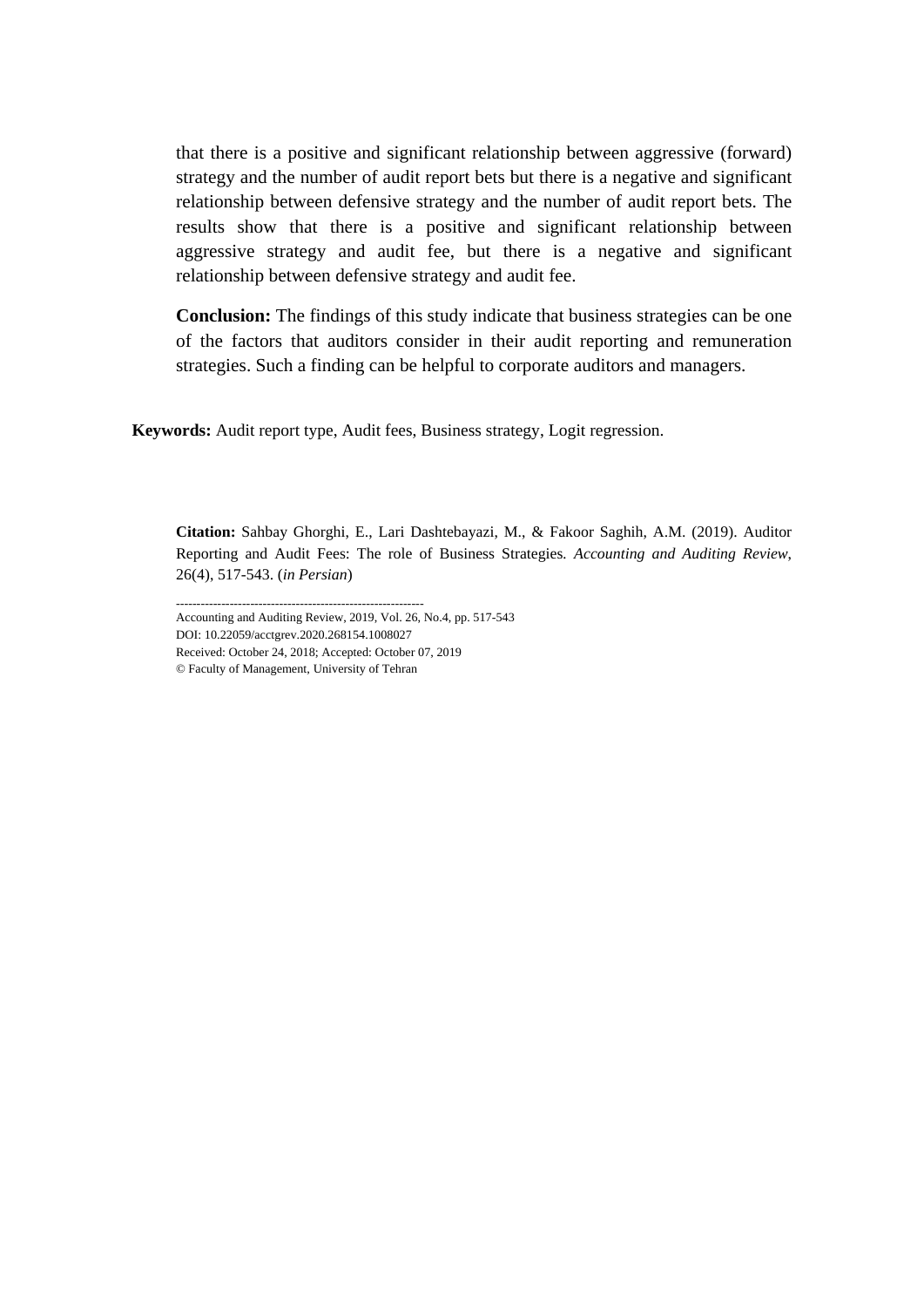that there is a positive and significant relationship between aggressive (forward) strategy and the number of audit report bets but there is a negative and significant relationship between defensive strategy and the number of audit report bets. The results show that there is a positive and significant relationship between aggressive strategy and audit fee, but there is a negative and significant relationship between defensive strategy and audit fee.

**Conclusion:** The findings of this study indicate that business strategies can be one of the factors that auditors consider in their audit reporting and remuneration strategies. Such a finding can be helpful to corporate auditors and managers.

**Keywords:** Audit report type, Audit fees, Business strategy, Logit regression.

**Citation:** Sahbay Ghorghi, E., Lari Dashtebayazi, M., & Fakoor Saghih, A.M. (2019). Auditor Reporting and Audit Fees: The role of Business Strategies. *Accounting and Auditing Review*, 26(4), 517-543. (*in Persian*)

---

Accounting and Auditing Review, 2019, Vol. 26, No.4, pp. 517-543
DOI: 10.22059/acctgrev.2020.268154.1008027
Received: October 24, 2018; Accepted: October 07, 2019
© Faculty of Management, University of Tehran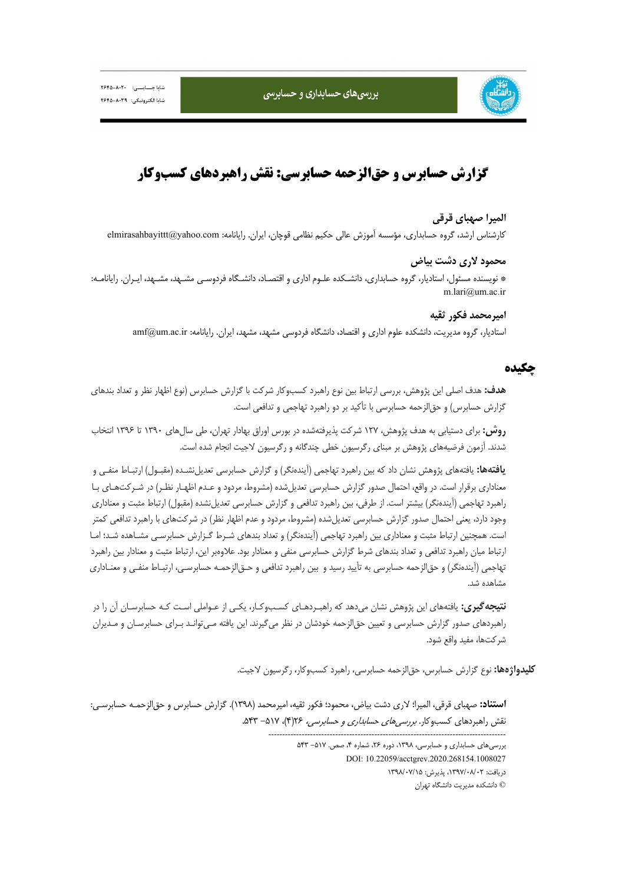# گزارش حسابرس و حق‌الزحمه حسابرسی: نقش راهبردهای کسب‌وکار

### المیرا صهبای قرقی

کارشناس ارشد، گروه حسابداری، مؤسسه آموزش عالی حکیم نظامی قوچان، ایران. رایانامه: elmirasahbayittt@yahoo.com

### محمود لاری دشت بیاض

* نویسنده مسئول، استادیار، گروه حسابداری، دانشکده علوم اداری و اقتصاد، دانشگاه فردوسی مشهد، مشهد، ایران. رایانامه: m.lari@um.ac.ir

### امیرمحمد فکور ثقیه

استادیار، گروه مدیریت، دانشکده علوم اداری و اقتصاد، دانشگاه فردوسی مشهد، مشهد، ایران. رایانامه: amf@um.ac.ir

## چکیده

**هدف:** هدف اصلی این پژوهش، بررسی ارتباط بین نوع راهبرد کسب‌وکار شرکت با گزارش حسابرس (نوع اظهار نظر و تعداد بندهای گزارش حسابرس) و حق‌الزحمه حسابرسی با تأکید بر دو راهبرد تهاجمی و تدافعی است.

**روش:** برای دستیابی به هدف پژوهش، ۱۲۷ شرکت پذیرفته‌شده در بورس اوراق بهادار تهران، طی سال‌های ۱۳۹۰ تا ۱۳۹۶ انتخاب شدند. آزمون فرضیه‌های پژوهش بر مبنای رگرسیون خطی چندگانه و رگرسیون لاجیت انجام شده است.

**یافته‌ها:** یافته‌های پژوهش نشان داد که بین راهبرد تهاجمی (آینده‌نگر) و گزارش حسابرسی تعدیل‌نشده (مقبول) ارتباط منفی و معناداری برقرار است. در واقع، احتمال صدور گزارش حسابرسی تعدیل‌شده (مشروط، مردود و عدم اظهار نظر) در شرکت‌های با راهبرد تهاجمی (آینده‌نگر) بیشتر است. از طرفی، بین راهبرد تدافعی و گزارش حسابرسی تعدیل‌نشده (مقبول) ارتباط مثبت و معناداری وجود دارد، یعنی احتمال صدور گزارش حسابرسی تعدیل‌شده (مشروط، مردود و عدم اظهار نظر) در شرکت‌های با راهبرد تدافعی کمتر است. همچنین ارتباط مثبت و معناداری بین راهبرد تهاجمی (آینده‌نگر) و تعداد بندهای شرط گزارش حسابرسی مشاهده شد؛ اما ارتباط میان راهبرد تدافعی و تعداد بندهای شرط گزارش حسابرسی منفی و معنادار بود. علاوه‌بر این، ارتباط مثبت و معنادار بین راهبرد تهاجمی (آینده‌نگر) و حق‌الزحمه حسابرسی به تأیید رسید و بین راهبرد تدافعی و حق‌الزحمه حسابرسی، ارتباط منفی و معناداری مشاهده شد.

**نتیجه‌گیری:** یافته‌های این پژوهش نشان می‌دهد که راهبردهای کسب‌وکار، یکی از عواملی است که حسابرسان آن را در راهبردهای صدور گزارش حسابرسی و تعیین حق‌الزحمه خودشان در نظر می‌گیرند. این یافته می‌تواند برای حسابرسان و مدیران شرکت‌ها، مفید واقع شود.

**کلیدواژه‌ها:** نوع گزارش حسابرس، حق‌الزحمه حسابرسی، راهبرد کسب‌وکار، رگرسیون لاجیت.

**استناد:** صهبای قرقی، المیرا؛ لاری دشت بیاض، محمود؛ فکور ثقیه، امیرمحمد (۱۳۹۸). گزارش حسابرس و حق‌الزحمه حسابرسی: نقش راهبردهای کسب‌وکار. *بررسی‌های حسابداری و حسابرسی*، ۲۶(۴)، ۵۱۷- ۵۴۳.

---

بررسی‌های حسابداری و حسابرسی، ۱۳۹۸، دوره ۲۶، شماره ۴، صص. ۵۱۷- ۵۴۳

DOI: 10.22059/acctgrev.2020.268154.1008027

دریافت: ۱۳۹۷/۰۸/۰۲، پذیرش: ۱۳۹۸/۰۷/۱۵

© دانشکده مدیریت دانشگاه تهران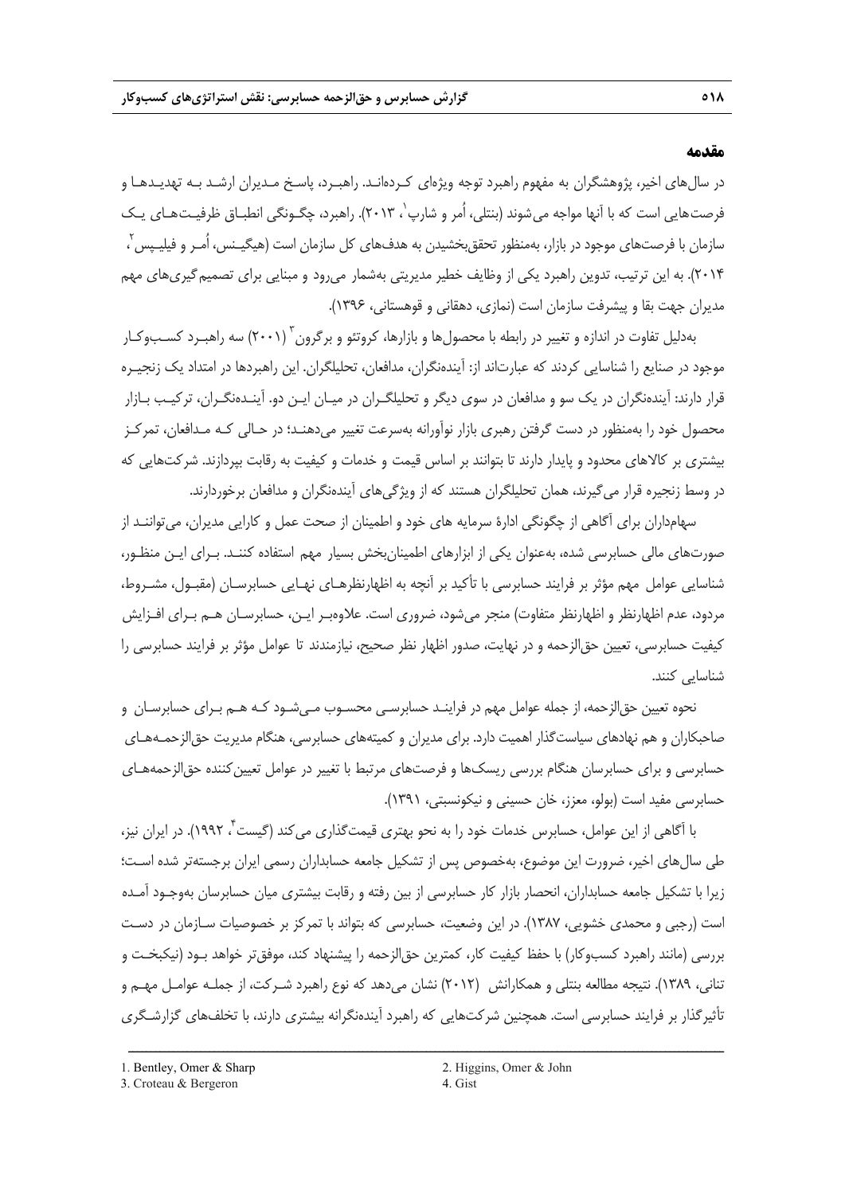## مقدمه

در سال‌های اخیر، پژوهشگران به مفهوم راهبرد توجه ویژه‌ای کرده‌اند. راهبرد، پاسخ مدیران ارشد به تهدیدها و فرصت‌هایی است که با آنها مواجه می‌شوند (بنتلی، اُمر و شارپ[1]، ۲۰۱۳). راهبرد، چگونگی انطباق ظرفیت‌های یک سازمان با فرصت‌های موجود در بازار، به‌منظور تحقق‌بخشیدن به هدف‌های کل سازمان است (هیگینس، اُمر و فیلیپس[2]، ۲۰۱۴). به این ترتیب، تدوین راهبرد یکی از وظایف خطیر مدیریتی به‌شمار می‌رود و مبنایی برای تصمیم‌گیری‌های مهم مدیران جهت بقا و پیشرفت سازمان است (نمازی، دهقانی و قوهستانی، ۱۳۹۶).

به‌دلیل تفاوت در اندازه و تغییر در رابطه با محصول‌ها و بازارها، کروتئو و برگرون[3] (۲۰۰۱) سه راهبرد کسب‌وکار موجود در صنایع را شناسایی کردند که عبارت‌اند از: آینده‌نگران، مدافعان، تحلیلگران. این راهبردها در امتداد یک زنجیره قرار دارند: آینده‌نگران در یک سو و مدافعان در سوی دیگر و تحلیلگران در میان این دو. آینده‌نگران، ترکیب بازار محصول خود را به‌منظور در دست گرفتن رهبری بازار نوآورانه به‌سرعت تغییر می‌دهند؛ در حالی که مدافعان، تمرکز بیشتری بر کالاهای محدود و پایدار دارند تا بتوانند بر اساس قیمت و خدمات و کیفیت به رقابت بپردازند. شرکت‌هایی که در وسط زنجیره قرار می‌گیرند، همان تحلیلگران هستند که از ویژگی‌های آینده‌نگران و مدافعان برخوردارند.

سهامداران برای آگاهی از چگونگی ادارهٔ سرمایه های خود و اطمینان از صحت عمل و کارایی مدیران، می‌توانند از صورت‌های مالی حسابرسی شده، به‌عنوان یکی از ابزارهای اطمینان‌بخش بسیار مهم استفاده کنند. برای این منظور، شناسایی عوامل مهم مؤثر بر فرایند حسابرسی با تأکید بر آنچه به اظهارنظرهای نهایی حسابرسان (مقبول، مشروط، مردود، عدم اظهارنظر و اظهارنظر متفاوت) منجر می‌شود، ضروری است. علاوه‌بر این، حسابرسان هم برای افزایش کیفیت حسابرسی، تعیین حق‌الزحمه و در نهایت، صدور اظهار نظر صحیح، نیازمندند تا عوامل مؤثر بر فرایند حسابرسی را شناسایی کنند.

نحوه تعیین حق‌الزحمه، از جمله عوامل مهم در فرایند حسابرسی محسوب می‌شود که هم برای حسابرسان و صاحبکاران و هم نهادهای سیاست‌گذار اهمیت دارد. برای مدیران و کمیته‌های حسابرسی، هنگام مدیریت حق‌الزحمه‌های حسابرسی و برای حسابرسان هنگام بررسی ریسک‌ها و فرصت‌های مرتبط با تغییر در عوامل تعیین‌کننده حق‌الزحمه‌های حسابرسی مفید است (بولو، معزز، خان حسینی و نیکونسبتی، ۱۳۹۱).

با آگاهی از این عوامل، حسابرس خدمات خود را به نحو بهتری قیمت‌گذاری می‌کند (گیست[4]، ۱۹۹۲). در ایران نیز، طی سال‌های اخیر، ضرورت این موضوع، به‌خصوص پس از تشکیل جامعه حسابداران رسمی ایران برجسته‌تر شده است؛ زیرا با تشکیل جامعه حسابداران، انحصار بازار کار حسابرسی از بین رفته و رقابت بیشتری میان حسابرسان به‌وجود آمده است (رجبی و محمدی خشویی، ۱۳۸۷). در این وضعیت، حسابرسی که بتواند با تمرکز بر خصوصیات سازمان در دست بررسی (مانند راهبرد کسب‌وکار) با حفظ کیفیت کار، کمترین حق‌الزحمه را پیشنهاد کند، موفق‌تر خواهد بود (نیکبخت و تنانی، ۱۳۸۹). نتیجه مطالعه بنتلی و همکارانش (۲۰۱۲) نشان می‌دهد که نوع راهبرد شرکت، از جمله عوامل مهم و تأثیرگذار بر فرایند حسابرسی است. همچنین شرکت‌هایی که راهبرد آینده‌نگرانه بیشتری دارند، با تخلف‌های گزارشگری

---

1. Bentley, Omer & Sharp
2. Higgins, Omer & John
3. Croteau & Bergeron
4. Gist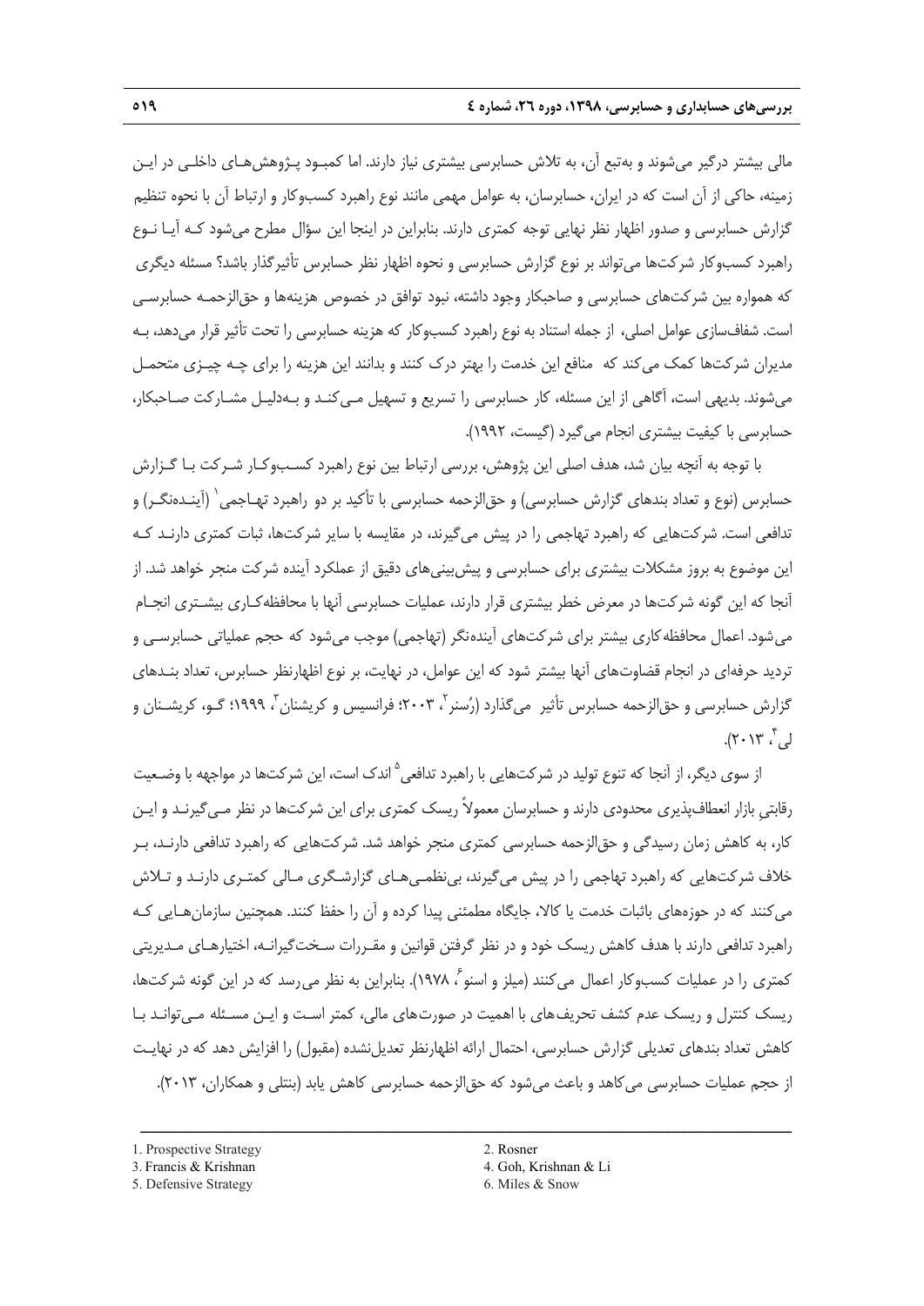مالی بیشتر درگیر می‌شوند و به‌تبع آن، به تلاش حسابرسی بیشتری نیاز دارند. اما کمبود پژوهش‌های داخلی در این زمینه، حاکی از آن است که در ایران، حسابرسان، به عوامل مهمی مانند نوع راهبرد کسب‌وکار و ارتباط آن با نحوه تنظیم گزارش حسابرسی و صدور اظهار نظر نهایی توجه کمتری دارند. بنابراین در اینجا این سؤال مطرح می‌شود که آیا نوع راهبرد کسب‌وکار شرکت‌ها می‌تواند بر نوع گزارش حسابرسی و نحوه اظهار نظر حسابرس تأثیرگذار باشد؟ مسئله دیگری که همواره بین شرکت‌های حسابرسی و صاحبکار وجود داشته، نبود توافق در خصوص هزینه‌ها و حق‌الزحمه حسابرسی است. شفاف‌سازی عوامل اصلی، از جمله استناد به نوع راهبرد کسب‌وکار که هزینه حسابرسی را تحت تأثیر قرار می‌دهد، به مدیران شرکت‌ها کمک می‌کند که منافع این خدمت را بهتر درک کنند و بدانند این هزینه را برای چه چیزی متحمل می‌شوند. بدیهی است، آگاهی از این مسئله، کار حسابرسی را تسریع و تسهیل می‌کند و به‌دلیل مشارکت صاحبکار، حسابرسی با کیفیت بیشتری انجام می‌گیرد (گیست، ۱۹۹۲).

با توجه به آنچه بیان شد، هدف اصلی این پژوهش، بررسی ارتباط بین نوع راهبرد کسب‌وکار شرکت با گزارش حسابرس (نوع و تعداد بندهای گزارش حسابرسی) و حق‌الزحمه حسابرسی با تأکید بر دو راهبرد تهاجمی[1] (آینده‌نگر) و تدافعی است. شرکت‌هایی که راهبرد تهاجمی را در پیش می‌گیرند، در مقایسه با سایر شرکت‌ها، ثبات کمتری دارند که این موضوع به بروز مشکلات بیشتری برای حسابرسی و پیش‌بینی‌های دقیق از عملکرد آینده شرکت منجر خواهد شد. از آنجا که این گونه شرکت‌ها در معرض خطر بیشتری قرار دارند، عملیات حسابرسی آنها با محافظه‌کاری بیشتری انجام می‌شود. اعمال محافظه‌کاری بیشتر برای شرکت‌های آینده‌نگر (تهاجمی) موجب می‌شود که حجم عملیاتی حسابرسی و تردید حرفه‌ای در انجام قضاوت‌های آنها بیشتر شود که این عوامل، در نهایت، بر نوع اظهارنظر حسابرس، تعداد بندهای گزارش حسابرسی و حق‌الزحمه حسابرس تأثیر می‌گذارد (رُسنر[2]، ۲۰۰۳؛ فرانسیس و کریشنان[3]، ۱۹۹۹؛ گو، کریشنان و لی[4]، ۲۰۱۳).

از سوی دیگر، از آنجا که تنوع تولید در شرکت‌هایی با راهبرد تدافعی[5] اندک است، این شرکت‌ها در مواجهه با وضعیت رقابتی بازار انعطاف‌پذیری محدودی دارند و حسابرسان معمولاً ریسک کمتری برای این شرکت‌ها در نظر می‌گیرند و این کار، به کاهش زمان رسیدگی و حق‌الزحمه حسابرسی کمتری منجر خواهد شد. شرکت‌هایی که راهبرد تدافعی دارند، بر خلاف شرکت‌هایی که راهبرد تهاجمی را در پیش می‌گیرند، بی‌نظمی‌های گزارشگری مالی کمتری دارند و تلاش می‌کنند که در حوزه‌های باثبات خدمت یا کالا، جایگاه مطمئنی پیدا کرده و آن را حفظ کنند. همچنین سازمان‌هایی که راهبرد تدافعی دارند با هدف کاهش ریسک خود و در نظر گرفتن قوانین و مقررات سخت‌گیرانه، اختیارهای مدیریتی کمتری را در عملیات کسب‌وکار اعمال می‌کنند (میلز و اسنو[6]، ۱۹۷۸). بنابراین به نظر می‌رسد که در این گونه شرکت‌ها، ریسک کنترل و ریسک عدم کشف تحریف‌های با اهمیت در صورت‌های مالی، کمتر است و این مسئله می‌تواند با کاهش تعداد بندهای تعدیلی گزارش حسابرسی، احتمال ارائه اظهارنظر تعدیل‌نشده (مقبول) را افزایش دهد که در نهایت از حجم عملیات حسابرسی می‌کاهد و باعث می‌شود که حق‌الزحمه حسابرسی کاهش یابد (بنتلی و همکاران، ۲۰۱۳).

---

1. Prospective Strategy
2. Rosner
3. Francis & Krishnan
4. Goh, Krishnan & Li
5. Defensive Strategy
6. Miles & Snow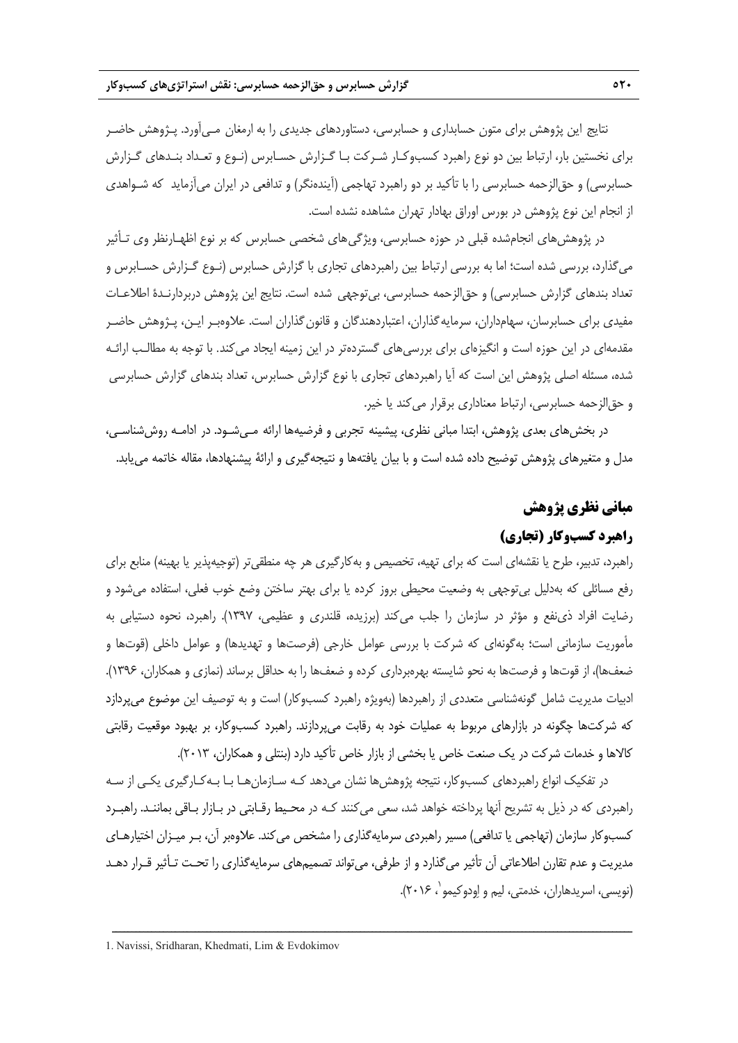نتایج این پژوهش برای متون حسابداری و حسابرسی، دستاوردهای جدیدی را به ارمغان مـی‌آورد. پـژوهش حاضـر برای نخستین بار، ارتباط بین دو نوع راهبرد کسب‌وکـار شـرکت بـا گـزارش حسـابرس (نـوع و تعـداد بنـدهای گـزارش حسابرسی) و حق‌الزحمه حسابرسی را با تأکید بر دو راهبرد تهاجمی (آینده‌نگر) و تدافعی در ایران می‌آزماید که شـواهدی از انجام این نوع پژوهش در بورس اوراق بهادار تهران مشاهده نشده است.

در پژوهش‌های انجام‌شده قبلی در حوزه حسابرسی، ویژگی‌های شخصی حسابرس که بر نوع اظهـارنظر وی تـأثیر می‌گذارد، بررسی شده است؛ اما به بررسی ارتباط بین راهبردهای تجاری با گزارش حسابرس (نـوع گـزارش حسـابرس و تعداد بندهای گزارش حسابرسی) و حق‌الزحمه حسابرسی، بی‌توجهی شده است. نتایج این پژوهش دربردارنـدهٔ اطلاعـات مفیدی برای حسابرسان، سهامداران، سرمایه‌گذاران، اعتباردهندگان و قانون‌گذاران است. علاوه‌بـر ایـن، پـژوهش حاضـر مقدمه‌ای در این حوزه است و انگیزه‌ای برای بررسی‌های گسترده‌تر در این زمینه ایجاد می‌کند. با توجه به مطالـب ارائـه شده، مسئله اصلی پژوهش این است که آیا راهبردهای تجاری با نوع گزارش حسابرس، تعداد بندهای گزارش حسابرسی و حق‌الزحمه حسابرسی، ارتباط معناداری برقرار می‌کند یا خیر.

در بخش‌های بعدی پژوهش، ابتدا مبانی نظری، پیشینه تجربی و فرضیه‌ها ارائه مـی‌شـود. در ادامـه روش‌شناسـی، مدل و متغیرهای پژوهش توضیح داده شده است و با بیان یافته‌ها و نتیجه‌گیری و ارائهٔ پیشنهادها، مقاله خاتمه می‌یابد.

## مبانی نظری پژوهش

### راهبرد کسب‌وکار (تجاری)

راهبرد، تدبیر، طرح یا نقشه‌ای است که برای تهیه، تخصیص و به‌کارگیری هر چه منطقی‌تر (توجیه‌پذیر یا بهینه) منابع برای رفع مسائلی که به‌دلیل بی‌توجهی به وضعیت محیطی بروز کرده یا برای بهتر ساختن وضع خوب فعلی، استفاده می‌شود و رضایت افراد ذی‌نفع و مؤثر در سازمان را جلب می‌کند (برزیده، قلندری و عظیمی، ۱۳۹۷). راهبرد، نحوه دستیابی به مأموریت سازمانی است؛ به‌گونه‌ای که شرکت با بررسی عوامل خارجی (فرصت‌ها و تهدیدها) و عوامل داخلی (قوت‌ها و ضعف‌ها)، از قوت‌ها و فرصت‌ها به نحو شایسته بهره‌برداری کرده و ضعف‌ها را به حداقل برساند (نمازی و همکاران، ۱۳۹۶). ادبیات مدیریت شامل گونه‌شناسی متعددی از راهبردها (به‌ویژه راهبرد کسب‌وکار) است و به توصیف این موضوع می‌پردازد که شرکت‌ها چگونه در بازارهای مربوط به عملیات خود به رقابت می‌پردازند. راهبرد کسب‌وکار، بر بهبود موقعیت رقابتی کالاها و خدمات شرکت در یک صنعت خاص یا بخشی از بازار خاص تأکید دارد (بنتلی و همکاران، ۲۰۱۳).

در تفکیک انواع راهبردهای کسب‌وکار، نتیجه پژوهش‌ها نشان می‌دهد کـه سـازمان‌هـا بـا بـه‌کـارگیری یکـی از سـه راهبردی که در ذیل به تشریح آنها پرداخته خواهد شد، سعی می‌کنند کـه در محـیط رقـابتی در بـازار بـاقی بماننـد. راهبـرد کسب‌وکار سازمان (تهاجمی یا تدافعی) مسیر راهبردی سرمایه‌گذاری را مشخص می‌کند. علاوه‌بر آن، بـر میـزان اختیارهـای مدیریت و عدم تقارن اطلاعاتی آن تأثیر می‌گذارد و از طرفی، می‌تواند تصمیم‌های سرمایه‌گذاری را تحـت تـأثیر قـرار دهـد (نویسی، اسریدهاران، خدمتی، لیم و اِودوکیمو[1]، ۲۰۱۶).

---

1. Navissi, Sridharan, Khedmati, Lim & Evdokimov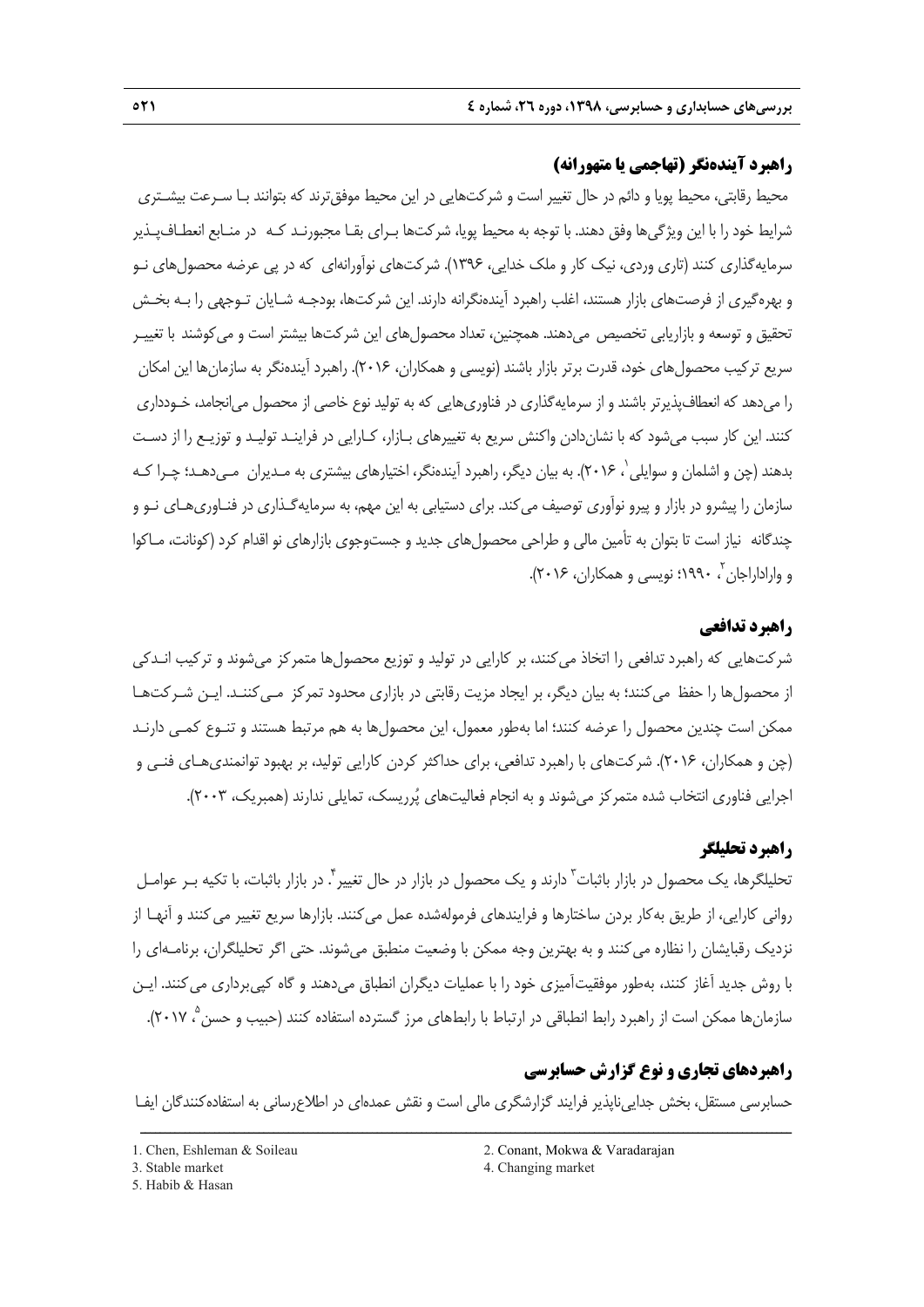### راهبرد آینده‌نگر (تهاجمی یا متهورانه)

محیط رقابتی، محیط پویا و دائم در حال تغییر است و شرکت‌هایی در این محیط موفق‌ترند که بتوانند بـا سـرعت بیشـتری شرایط خود را با این ویژگی‌ها وفق دهند. با توجه به محیط پویا، شرکت‌ها بـرای بقـا مجبورنـد کـه در منـابع انعطـاف‌پـذیر سرمایه‌گذاری کنند (تاری وردی، نیک کار و ملک خدایی، ۱۳۹۶). شرکت‌های نوآورانه‌ای که در پی عرضه محصول‌های نـو و بهره‌گیری از فرصت‌های بازار هستند، اغلب راهبرد آینده‌نگرانه دارند. این شرکت‌ها، بودجـه شـایان تـوجهی را بـه بخـش تحقیق و توسعه و بازاریابی تخصیص می‌دهند. همچنین، تعداد محصول‌های این شرکت‌ها بیشتر است و می‌کوشند با تغییـر سریع ترکیب محصول‌های خود، قدرت برتر بازار باشند (نویسی و همکاران، ۲۰۱۶). راهبرد آینده‌نگر به سازمان‌ها این امکان را می‌دهد که انعطاف‌پذیرتر باشند و از سرمایه‌گذاری در فناوری‌هایی که به تولید نوع خاصی از محصول می‌انجامد، خـودداری کنند. این کار سبب می‌شود که با نشان‌دادن واکنش سریع به تغییرهای بـازار، کـارایی در فراینـد تولیـد و توزیـع را از دسـت بدهند (چن و اشلمان و سوایلی[1]، ۲۰۱۶). به بیان دیگر، راهبرد آینده‌نگر، اختیارهای بیشتری به مـدیران مـی‌دهـد؛ چـرا کـه سازمان را پیشرو در بازار و پیرو نوآوری توصیف می‌کند. برای دستیابی به این مهم، به سرمایه‌گـذاری در فنـاوری‌هـای نـو و چندگانه نیاز است تا بتوان به تأمین مالی و طراحی محصول‌های جدید و جست‌وجوی بازارهای نو اقدام کرد (کونانت، مـاکوا و واراداراجان[2]، ۱۹۹۰؛ نویسی و همکاران، ۲۰۱۶).

### راهبرد تدافعی

شرکت‌هایی که راهبرد تدافعی را اتخاذ می‌کنند، بر کارایی در تولید و توزیع محصول‌ها متمرکز می‌شوند و ترکیب انـدکی از محصول‌ها را حفظ می‌کنند؛ به بیان دیگر، بر ایجاد مزیت رقابتی در بازاری محدود تمرکز مـی‌کننـد. ایـن شـرکت‌هـا ممکن است چندین محصول را عرضه کنند؛ اما به‌طور معمول، این محصول‌ها به هم مرتبط هستند و تنـوع کمـی دارنـد (چن و همکاران، ۲۰۱۶). شرکت‌های با راهبرد تدافعی، برای حداکثر کردن کارایی تولید، بر بهبود توانمندی‌هـای فنـی و اجرایی فناوری انتخاب شده متمرکز می‌شوند و به انجام فعالیت‌های پُرریسک، تمایلی ندارند (همبریک، ۲۰۰۳).

### راهبرد تحلیلگر

تحلیلگرها، یک محصول در بازار باثبات[3] دارند و یک محصول در بازار در حال تغییر[4]. در بازار باثبات، با تکیه بـر عوامـل روانی کارایی، از طریق به‌کار بردن ساختارها و فرایندهای فرموله‌شده عمل می‌کنند. بازارها سریع تغییر می‌کنند و آنهـا از نزدیک رقبایشان را نظاره می‌کنند و به بهترین وجه ممکن با وضعیت منطبق می‌شوند. حتی اگر تحلیلگران، برنامـه‌ای را با روش جدید آغاز کنند، به‌طور موفقیت‌آمیزی خود را با عملیات دیگران انطباق می‌دهند و گاه کپی‌برداری می‌کنند. ایـن سازمان‌ها ممکن است از راهبرد رابط انطباقی در ارتباط با رابطهای مرز گسترده استفاده کنند (حبیب و حسن[5]، ۲۰۱۷).

### راهبردهای تجاری و نوع گزارش حسابرسی

حسابرسی مستقل، بخش جدایی‌ناپذیر فرایند گزارشگری مالی است و نقش عمده‌ای در اطلاع‌رسانی به استفاده‌کنندگان ایفـا

---

1. Chen, Eshleman & Soileau
2. Conant, Mokwa & Varadarajan
3. Stable market
4. Changing market
5. Habib & Hasan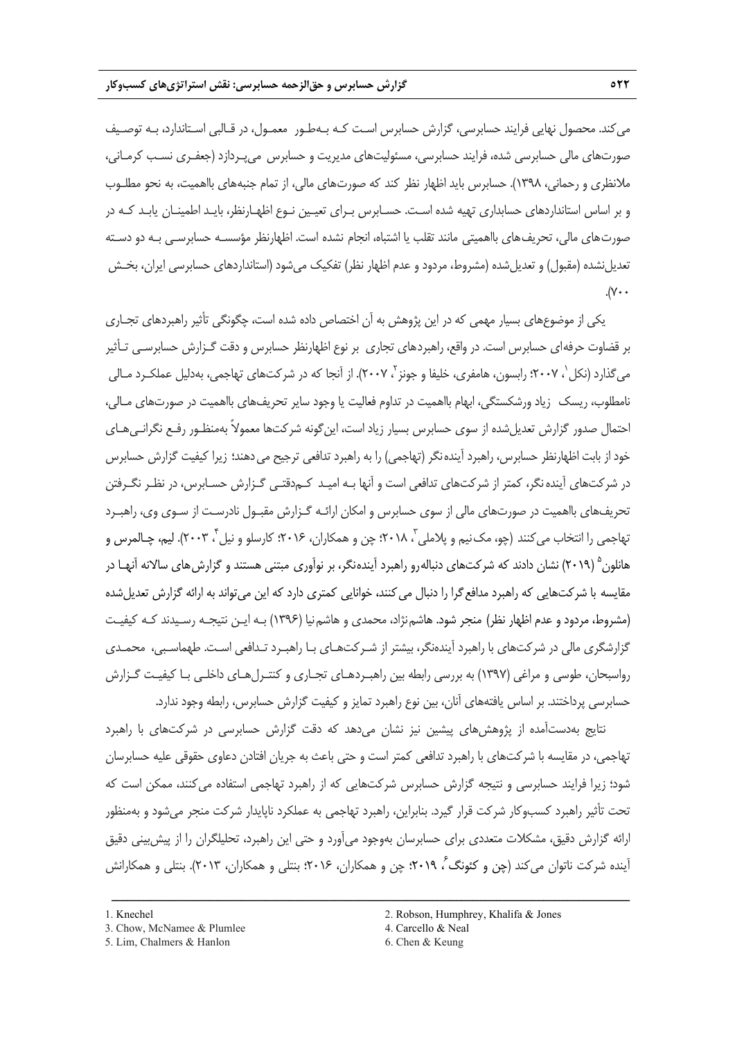می‌کند. محصول نهایی فرایند حسابرسی، گزارش حسابرس است که به‌طور معمول، در قالبی استاندارد، به توصیف صورت‌های مالی حسابرسی شده، فرایند حسابرسی، مسئولیت‌های مدیریت و حسابرس می‌پردازد (جعفری نسب کرمانی، ملانظری و رحمانی، ۱۳۹۸). حسابرس باید اظهار نظر کند که صورت‌های مالی، از تمام جنبه‌های بااهمیت، به نحو مطلوب و بر اساس استانداردهای حسابداری تهیه شده است. حسابرس برای تعیین نوع اظهارنظر، باید اطمینان یابد که در صورت‌های مالی، تحریف‌های بااهمیتی مانند تقلب یا اشتباه، انجام نشده است. اظهارنظر مؤسسه حسابرسی به دو دسته تعدیل‌نشده (مقبول) و تعدیل‌شده (مشروط، مردود و عدم اظهار نظر) تفکیک می‌شود (استانداردهای حسابرسی ایران، بخش ۷۰۰).

یکی از موضوع‌های بسیار مهمی که در این پژوهش به آن اختصاص داده شده است، چگونگی تأثیر راهبردهای تجاری بر قضاوت حرفه‌ای حسابرس است. در واقع، راهبردهای تجاری بر نوع اظهارنظر حسابرس و دقت گزارش حسابرسی تأثیر می‌گذارد (نکل[1]، ۲۰۰۷؛ رابسون، هامفری، خلیفا و جونز[2]، ۲۰۰۷). از آنجا که در شرکت‌های تهاجمی، به‌دلیل عملکرد مالی نامطلوب، ریسک زیاد ورشکستگی، ابهام بااهمیت در تداوم فعالیت یا وجود سایر تحریف‌های بااهمیت در صورت‌های مالی، احتمال صدور گزارش تعدیل‌شده از سوی حسابرس بسیار زیاد است، این‌گونه شرکت‌ها معمولاً به‌منظور رفع نگرانی‌های خود از بابت اظهارنظر حسابرس، راهبرد آینده‌نگر (تهاجمی) را به راهبرد تدافعی ترجیح می‌دهند؛ زیرا کیفیت گزارش حسابرس در شرکت‌های آینده‌نگر، کمتر از شرکت‌های تدافعی است و آنها به امید کم‌دقتی گزارش حسابرس، در نظر نگرفتن تحریف‌های بااهمیت در صورت‌های مالی از سوی حسابرس و امکان ارائه گزارش مقبول نادرست از سوی وی، راهبرد تهاجمی را انتخاب می‌کنند (چو، مک‌نیم و پلاملی[3]، ۲۰۱۸؛ چن و همکاران، ۲۰۱۶؛ کارسلو و نیل[4]، ۲۰۰۳). لیم، چالمرس و هانلون[5] (۲۰۱۹) نشان دادند که شرکت‌های دنباله‌رو راهبرد آینده‌نگر، بر نوآوری مبتنی هستند و گزارش‌های سالانه آنها در مقایسه با شرکت‌هایی که راهبرد مدافع‌گرا را دنبال می‌کنند، خوانایی کمتری دارد که این می‌تواند به ارائه گزارش تعدیل‌شده (مشروط، مردود و عدم اظهار نظر) منجر شود. هاشم‌نژاد، محمدی و هاشم‌نیا (۱۳۹۶) به این نتیجه رسیدند که کیفیت گزارشگری مالی در شرکت‌های با راهبرد آینده‌نگر، بیشتر از شرکت‌های با راهبرد تدافعی است. طهماسبی، محمدی رواسجان، طوسی و مراغی (۱۳۹۷) به بررسی رابطه بین راهبردهای تجاری و کنترل‌های داخلی با کیفیت گزارش حسابرسی پرداختند. بر اساس یافته‌های آنان، بین نوع راهبرد تمایز و کیفیت گزارش حسابرس، رابطه وجود ندارد.

نتایج به‌دست‌آمده از پژوهش‌های پیشین نیز نشان می‌دهد که دقت گزارش حسابرسی در شرکت‌های با راهبرد تهاجمی، در مقایسه با شرکت‌های با راهبرد تدافعی کمتر است و حتی باعث به جریان افتادن دعاوی حقوقی علیه حسابرسان شود؛ زیرا فرایند حسابرسی و نتیجه گزارش حسابرس شرکت‌هایی که از راهبرد تهاجمی استفاده می‌کنند، ممکن است که تحت تأثیر راهبرد کسب‌وکار شرکت قرار گیرد. بنابراین، راهبرد تهاجمی به عملکرد ناپایدار شرکت منجر می‌شود و به‌منظور ارائه گزارش دقیق، مشکلات متعددی برای حسابرسان به‌وجود می‌آورد و حتی این راهبرد، تحلیلگران را از پیش‌بینی دقیق آینده شرکت ناتوان می‌کند (چن و کئونگ[6]، ۲۰۱۹؛ چن و همکاران، ۲۰۱۶؛ بنتلی و همکاران، ۲۰۱۳). بنتلی و همکارانش

---

1. Knechel
2. Robson, Humphrey, Khalifa & Jones
3. Chow, McNamee & Plumlee
4. Carcello & Neal
5. Lim, Chalmers & Hanlon
6. Chen & Keung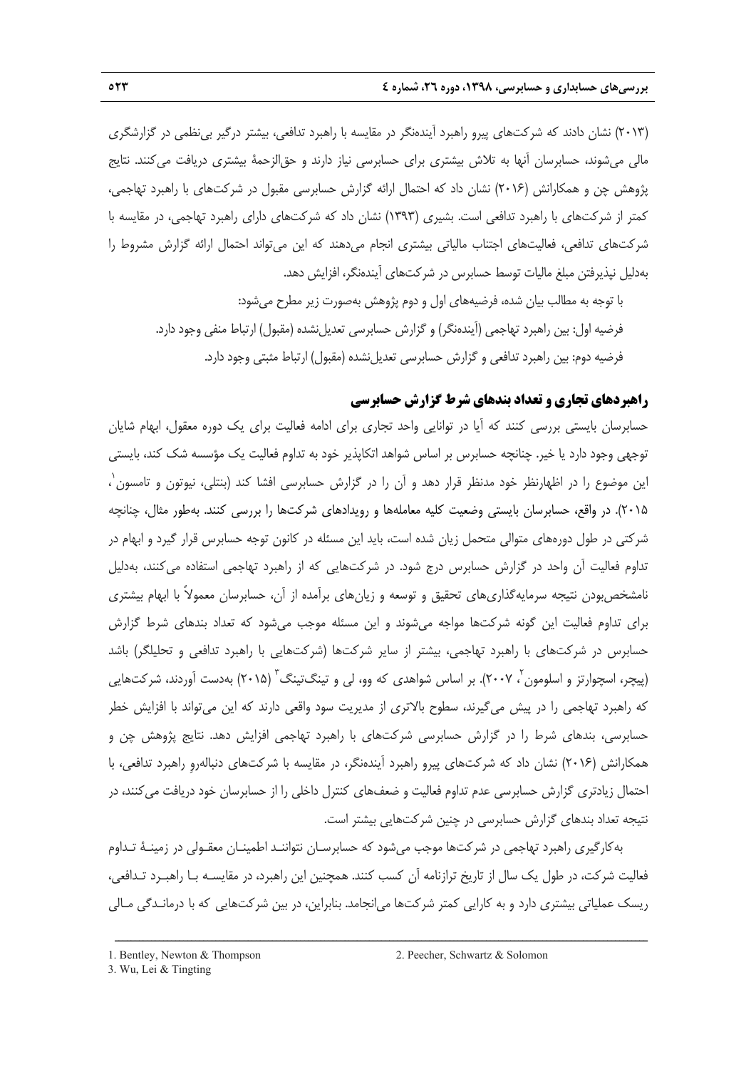(۲۰۱۳) نشان دادند که شرکت‌های پیرو راهبرد آینده‌نگر در مقایسه با راهبرد تدافعی، بیشتر درگیر بی‌نظمی در گزارشگری مالی می‌شوند، حسابرسان آنها به تلاش بیشتری برای حسابرسی نیاز دارند و حق‌الزحمهٔ بیشتری دریافت می‌کنند. نتایج پژوهش چن و همکارانش (۲۰۱۶) نشان داد که احتمال ارائه گزارش حسابرسی مقبول در شرکت‌های با راهبرد تهاجمی، کمتر از شرکت‌های با راهبرد تدافعی است. بشیری (۱۳۹۳) نشان داد که شرکت‌های دارای راهبرد تهاجمی، در مقایسه با شرکت‌های تدافعی، فعالیت‌های اجتناب مالیاتی بیشتری انجام می‌دهند که این می‌تواند احتمال ارائه گزارش مشروط را به‌دلیل نپذیرفتن مبلغ مالیات توسط حسابرس در شرکت‌های آینده‌نگر، افزایش دهد.

با توجه به مطالب بیان شده، فرضیه‌های اول و دوم پژوهش به‌صورت زیر مطرح می‌شود:

فرضیه اول: بین راهبرد تهاجمی (آینده‌نگر) و گزارش حسابرسی تعدیل‌نشده (مقبول) ارتباط منفی وجود دارد.

فرضیه دوم: بین راهبرد تدافعی و گزارش حسابرسی تعدیل‌نشده (مقبول) ارتباط مثبتی وجود دارد.

## راهبردهای تجاری و تعداد بندهای شرط گزارش حسابرسی

حسابرسان بایستی بررسی کنند که آیا در توانایی واحد تجاری برای ادامه فعالیت برای یک دوره معقول، ابهام شایان توجهی وجود دارد یا خیر. چنانچه حسابرس بر اساس شواهد اتکاپذیر خود به تداوم فعالیت یک مؤسسه شک کند، بایستی این موضوع را در اظهارنظر خود مدنظر قرار دهد و آن را در گزارش حسابرسی افشا کند (بنتلی، نیوتون و تامسون[1]، ۲۰۱۵). در واقع، حسابرسان بایستی وضعیت کلیه معامله‌ها و رویدادهای شرکت‌ها را بررسی کنند. به‌طور مثال، چنانچه شرکتی در طول دوره‌های متوالی متحمل زیان شده است، باید این مسئله در کانون توجه حسابرس قرار گیرد و ابهام در تداوم فعالیت آن واحد در گزارش حسابرس درج شود. در شرکت‌هایی که از راهبرد تهاجمی استفاده می‌کنند، به‌دلیل نامشخص‌بودن نتیجه سرمایه‌گذاری‌های تحقیق و توسعه و زیان‌های برآمده از آن، حسابرسان معمولاً با ابهام بیشتری برای تداوم فعالیت این گونه شرکت‌ها مواجه می‌شوند و این مسئله موجب می‌شود که تعداد بندهای شرط گزارش حسابرس در شرکت‌های با راهبرد تهاجمی، بیشتر از سایر شرکت‌ها (شرکت‌هایی با راهبرد تدافعی و تحلیلگر) باشد (پیچر، اسچوارتز و اسلومون[2]، ۲۰۰۷). بر اساس شواهدی که وو، لی و تینگ‌تینگ[3] (۲۰۱۵) به‌دست آوردند، شرکت‌هایی که راهبرد تهاجمی را در پیش می‌گیرند، سطوح بالاتری از مدیریت سود واقعی دارند که این می‌تواند با افزایش خطر حسابرسی، بندهای شرط را در گزارش حسابرسی شرکت‌های با راهبرد تهاجمی افزایش دهد. نتایج پژوهش چن و همکارانش (۲۰۱۶) نشان داد که شرکت‌های پیرو راهبرد آینده‌نگر، در مقایسه با شرکت‌های دنباله‌روِ راهبرد تدافعی، با احتمال زیادتری گزارش حسابرسی عدم تداوم فعالیت و ضعف‌های کنترل داخلی را از حسابرسان خود دریافت می‌کنند، در نتیجه تعداد بندهای گزارش حسابرسی در چنین شرکت‌هایی بیشتر است.

به‌کارگیری راهبرد تهاجمی در شرکت‌ها موجب می‌شود که حسابرسان نتوانند اطمینان معقولی در زمینهٔ تداوم فعالیت شرکت، در طول یک سال از تاریخ ترازنامه آن کسب کنند. همچنین این راهبرد، در مقایسه با راهبرد تدافعی، ریسک عملیاتی بیشتری دارد و به کارایی کمتر شرکت‌ها می‌انجامد. بنابراین، در بین شرکت‌هایی که با درماندگی مالی

---

1. Bentley, Newton & Thompson
2. Peecher, Schwartz & Solomon
3. Wu, Lei & Tingting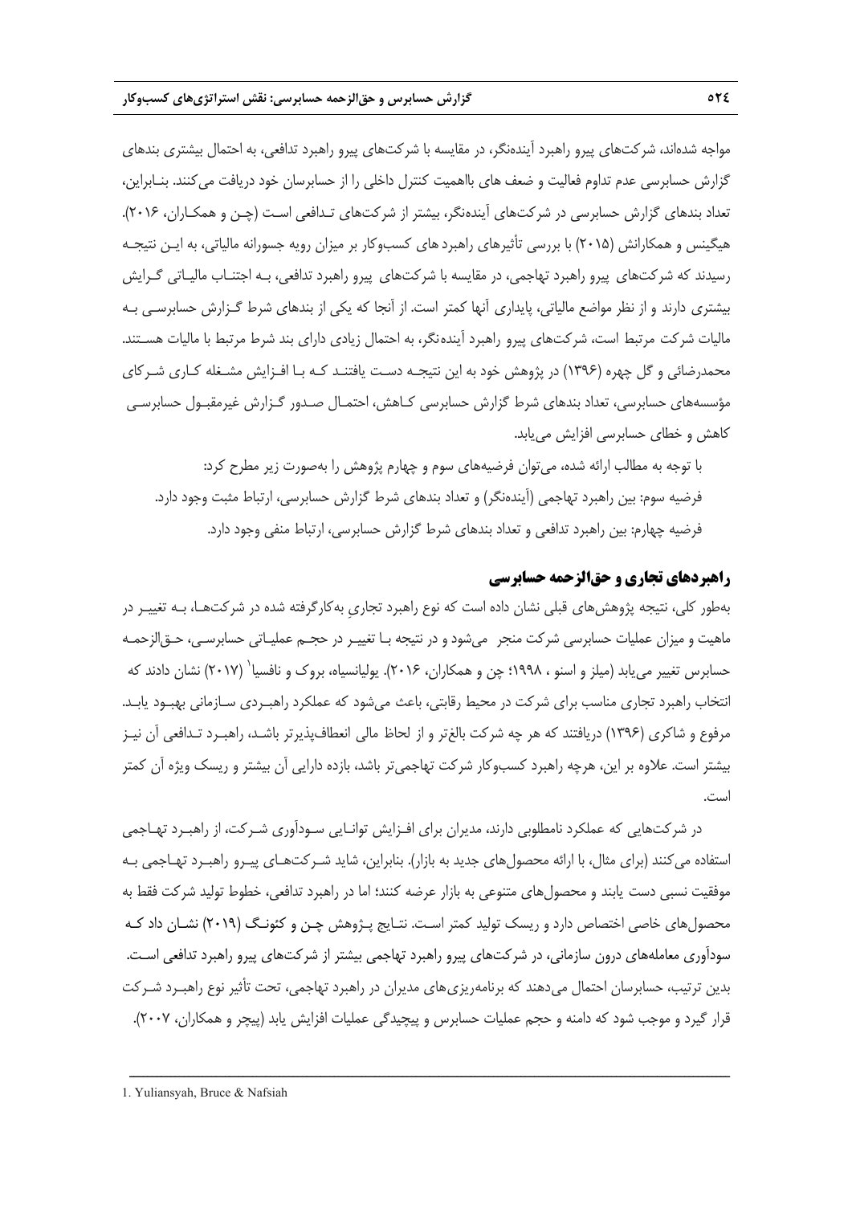مواجه شده‌اند، شرکت‌های پیرو راهبرد آینده‌نگر، در مقایسه با شرکت‌های پیرو راهبرد تدافعی، به احتمال بیشتری بندهای گزارش حسابرسی عدم تداوم فعالیت و ضعف های بااهمیت کنترل داخلی را از حسابرسان خود دریافت می‌کنند. بنابراین، تعداد بندهای گزارش حسابرسی در شرکت‌های آینده‌نگر، بیشتر از شرکت‌های تدافعی است (چن و همکاران، ۲۰۱۶). هیگینس و همکارانش (۲۰۱۵) با بررسی تأثیرهای راهبرد های کسب‌وکار بر میزان رویه جسورانه مالیاتی، به این نتیجه رسیدند که شرکت‌های پیرو راهبرد تهاجمی، در مقایسه با شرکت‌های پیرو راهبرد تدافعی، به اجتناب مالیاتی گرایش بیشتری دارند و از نظر مواضع مالیاتی، پایداری آنها کمتر است. از آنجا که یکی از بندهای شرط گزارش حسابرسی به مالیات شرکت مرتبط است، شرکت‌های پیرو راهبرد آینده‌نگر، به احتمال زیادی دارای بند شرط مرتبط با مالیات هستند. محمدرضائی و گل چهره (۱۳۹۶) در پژوهش خود به این نتیجه دست یافتند که با افزایش مشغله کاری شرکای مؤسسه‌های حسابرسی، تعداد بندهای شرط گزارش حسابرسی کاهش، احتمال صدور گزارش غیرمقبول حسابرسی کاهش و خطای حسابرسی افزایش می‌یابد.

با توجه به مطالب ارائه شده، می‌توان فرضیه‌های سوم و چهارم پژوهش را به‌صورت زیر مطرح کرد:

فرضیه سوم: بین راهبرد تهاجمی (آینده‌نگر) و تعداد بندهای شرط گزارش حسابرسی، ارتباط مثبت وجود دارد.

فرضیه چهارم: بین راهبرد تدافعی و تعداد بندهای شرط گزارش حسابرسی، ارتباط منفی وجود دارد.

## راهبردهای تجاری و حق‌الزحمه حسابرسی

به‌طور کلی، نتیجه پژوهش‌های قبلی نشان داده است که نوع راهبرد تجاریِ به‌کارگرفته شده در شرکت‌ها، به تغییر در ماهیت و میزان عملیات حسابرسی شرکت منجر می‌شود و در نتیجه با تغییر در حجم عملیاتی حسابرسی، حق‌الزحمه حسابرس تغییر می‌یابد (میلز و اسنو ، ۱۹۹۸؛ چن و همکاران، ۲۰۱۶). یولیانسیاه، بروک و نافسیا[1] (۲۰۱۷) نشان دادند که انتخاب راهبرد تجاری مناسب برای شرکت در محیط رقابتی، باعث می‌شود که عملکرد راهبردی سازمانی بهبود یابد. مرفوع و شاکری (۱۳۹۶) دریافتند که هر چه شرکت بالغ‌تر و از لحاظ مالی انعطاف‌پذیرتر باشد، راهبرد تدافعی آن نیز بیشتر است. علاوه بر این، هرچه راهبرد کسب‌وکار شرکت تهاجمی‌تر باشد، بازده دارایی آن بیشتر و ریسک ویژه آن کمتر است.

در شرکت‌هایی که عملکرد نامطلوبی دارند، مدیران برای افزایش توانایی سودآوری شرکت، از راهبرد تهاجمی استفاده می‌کنند (برای مثال، با ارائه محصول‌های جدید به بازار). بنابراین، شاید شرکت‌های پیرو راهبرد تهاجمی به موفقیت نسبی دست یابند و محصول‌های متنوعی به بازار عرضه کنند؛ اما در راهبرد تدافعی، خطوط تولید شرکت فقط به محصول‌های خاصی اختصاص دارد و ریسک تولید کمتر است. نتایج پژوهش چن و کئونگ (۲۰۱۹) نشان داد که سودآوری معامله‌های درون سازمانی، در شرکت‌های پیرو راهبرد تهاجمی بیشتر از شرکت‌های پیرو راهبرد تدافعی است. بدین ترتیب، حسابرسان احتمال می‌دهند که برنامه‌ریزی‌های مدیران در راهبرد تهاجمی، تحت تأثیر نوع راهبرد شرکت قرار گیرد و موجب شود که دامنه و حجم عملیات حسابرس و پیچیدگی عملیات افزایش یابد (پیچر و همکاران، ۲۰۰۷).

---

1. Yuliansyah, Bruce & Nafsiah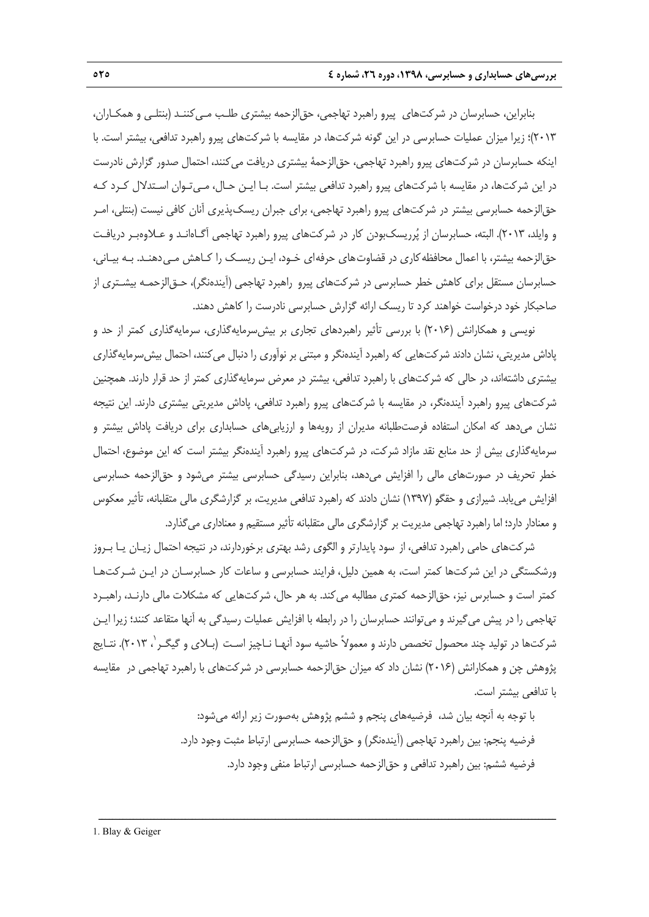بنابراین، حسابرسان در شرکت‌های پیرو راهبرد تهاجمی، حق‌الزحمه بیشتری طلب می‌کنند (بنتلی و همکاران، ۲۰۱۳)؛ زیرا میزان عملیات حسابرسی در این گونه شرکت‌ها، در مقایسه با شرکت‌های پیرو راهبرد تدافعی، بیشتر است. با اینکه حسابرسان در شرکت‌های پیرو راهبرد تهاجمی، حق‌الزحمهٔ بیشتری دریافت می‌کنند، احتمال صدور گزارش نادرست در این شرکت‌ها، در مقایسه با شرکت‌های پیرو راهبرد تدافعی بیشتر است. با این حال، می‌توان استدلال کرد که حق‌الزحمه حسابرسی بیشتر در شرکت‌های پیرو راهبرد تهاجمی، برای جبران ریسک‌پذیری آنان کافی نیست (بنتلی، امر و وایلد، ۲۰۱۳). البته، حسابرسان از پُرریسک‌بودن کار در شرکت‌های پیرو راهبرد تهاجمی آگاه‌اند و علاوه‌بر دریافت حق‌الزحمه بیشتر، با اعمال محافظه‌کاری در قضاوت‌های حرفه‌ای خود، این ریسک را کاهش می‌دهند. به بیانی، حسابرسان مستقل برای کاهش خطر حسابرسی در شرکت‌های پیرو راهبرد تهاجمی (آینده‌نگر)، حق‌الزحمه بیشتری از صاحبکار خود درخواست خواهند کرد تا ریسک ارائه گزارش حسابرسی نادرست را کاهش دهند.

نویسی و همکارانش (۲۰۱۶) با بررسی تأثیر راهبردهای تجاری بر بیش‌سرمایه‌گذاری، سرمایه‌گذاری کمتر از حد و پاداش مدیریتی، نشان دادند شرکت‌هایی که راهبرد آینده‌نگر و مبتنی بر نوآوری را دنبال می‌کنند، احتمال بیش‌سرمایه‌گذاری بیشتری داشته‌اند، در حالی که شرکت‌های با راهبرد تدافعی، بیشتر در معرض سرمایه‌گذاری کمتر از حد قرار دارند. همچنین شرکت‌های پیرو راهبرد آینده‌نگر، در مقایسه با شرکت‌های پیرو راهبرد تدافعی، پاداش مدیریتی بیشتری دارند. این نتیجه نشان می‌دهد که امکان استفاده فرصت‌طلبانه مدیران از رویه‌ها و ارزیابی‌های حسابداری برای دریافت پاداش بیشتر و سرمایه‌گذاری بیش از حد منابع نقد مازاد شرکت، در شرکت‌های پیرو راهبرد آینده‌نگر بیشتر است که این موضوع، احتمال خطر تحریف در صورت‌های مالی را افزایش می‌دهد، بنابراین رسیدگی حسابرسی بیشتر می‌شود و حق‌الزحمه حسابرسی افزایش می‌یابد. شیرازی و حقگو (۱۳۹۷) نشان دادند که راهبرد تدافعی مدیریت، بر گزارشگری مالی متقلبانه، تأثیر معکوس و معنادار دارد؛ اما راهبرد تهاجمی مدیریت بر گزارشگری مالی متقلبانه تأثیر مستقیم و معناداری می‌گذارد.

شرکت‌های حامی راهبرد تدافعی، از سود پایدارتر و الگوی رشد بهتری برخوردارند، در نتیجه احتمال زیان یا بروز ورشکستگی در این شرکت‌ها کمتر است، به همین دلیل، فرایند حسابرسی و ساعات کار حسابرسان در این شرکت‌ها کمتر است و حسابرس نیز، حق‌الزحمه کمتری مطالبه می‌کند. به هر حال، شرکت‌هایی که مشکلات مالی دارند، راهبرد تهاجمی را در پیش می‌گیرند و می‌توانند حسابرسان را در رابطه با افزایش عملیات رسیدگی به آنها متقاعد کنند؛ زیرا این شرکت‌ها در تولید چند محصول تخصص دارند و معمولاً حاشیه سود آنها ناچیز است (بلای و گیگر[1]، ۲۰۱۳). نتایج پژوهش چن و همکارانش (۲۰۱۶) نشان داد که میزان حق‌الزحمه حسابرسی در شرکت‌های با راهبرد تهاجمی در مقایسه با تدافعی بیشتر است.

با توجه به آنچه بیان شد، فرضیه‌های پنجم و ششم پژوهش به‌صورت زیر ارائه می‌شود:

فرضیه پنجم: بین راهبرد تهاجمی (آینده‌نگر) و حق‌الزحمه حسابرسی ارتباط مثبت وجود دارد.

فرضیه ششم: بین راهبرد تدافعی و حق‌الزحمه حسابرسی ارتباط منفی وجود دارد.

---

1. Blay & Geiger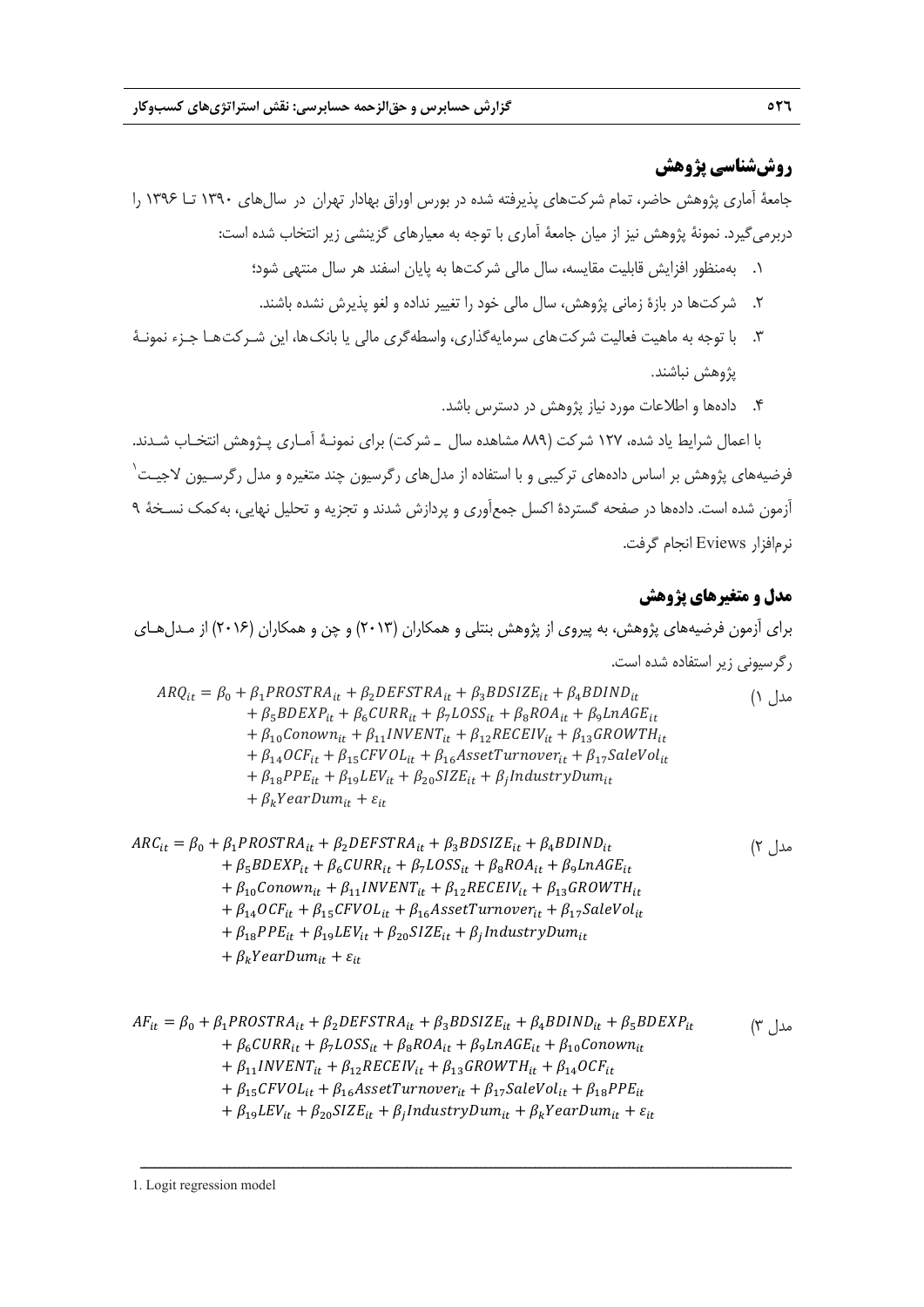## روش‌شناسی پژوهش

جامعهٔ آماری پژوهش حاضر، تمام شرکت‌های پذیرفته شده در بورس اوراق بهادار تهران در سال‌های ۱۳۹۰ تا ۱۳۹۶ را دربرمی‌گیرد. نمونهٔ پژوهش نیز از میان جامعهٔ آماری با توجه به معیارهای گزینشی زیر انتخاب شده است:

۱. به‌منظور افزایش قابلیت مقایسه، سال مالی شرکت‌ها به پایان اسفند هر سال منتهی شود؛

۲. شرکت‌ها در بازهٔ زمانی پژوهش، سال مالی خود را تغییر نداده و لغو پذیرش نشده باشند.

۳. با توجه به ماهیت فعالیت شرکت‌های سرمایه‌گذاری، واسطه‌گری مالی یا بانک‌ها، این شرکت‌ها جزء نمونهٔ پژوهش نباشند.

۴. داده‌ها و اطلاعات مورد نیاز پژوهش در دسترس باشد.

با اعمال شرایط یاد شده، ۱۲۷ شرکت (۸۸۹ مشاهده سال ـ شرکت) برای نمونهٔ آماری پژوهش انتخاب شدند. فرضیه‌های پژوهش بر اساس داده‌های ترکیبی و با استفاده از مدل‌های رگرسیون چند متغیره و مدل رگرسیون لاجیت[1] آزمون شده است. داده‌ها در صفحه گستردهٔ اکسل جمع‌آوری و پردازش شدند و تجزیه و تحلیل نهایی، به‌کمک نسخهٔ ۹ نرم‌افزار Eviews انجام گرفت.

## مدل و متغیرهای پژوهش

برای آزمون فرضیه‌های پژوهش، به پیروی از پژوهش بنتلی و همکاران (۲۰۱۳) و چن و همکاران (۲۰۱۶) از مدل‌های رگرسیونی زیر استفاده شده است.

مدل ۱)

$$\begin{aligned} ARQ_{it} = \beta_0 &+ \beta_1 PROSTRA_{it} + \beta_2 DEFSTRA_{it} + \beta_3 BDSIZE_{it} + \beta_4 BDIND_{it} \\ &+ \beta_5 BDEXP_{it} + \beta_6 CURR_{it} + \beta_7 LOSS_{it} + \beta_8 ROA_{it} + \beta_9 LnAGE_{it} \\ &+ \beta_{10} Conown_{it} + \beta_{11} INVENT_{it} + \beta_{12} RECEIV_{it} + \beta_{13} GROWTH_{it} \\ &+ \beta_{14} OCF_{it} + \beta_{15} CFVOL_{it} + \beta_{16} AssetTurnover_{it} + \beta_{17} SaleVol_{it} \\ &+ \beta_{18} PPE_{it} + \beta_{19} LEV_{it} + \beta_{20} SIZE_{it} + \beta_j IndustryDum_{it} \\ &+ \beta_k YearDum_{it} + \varepsilon_{it} \end{aligned}$$

مدل ۲)

$$\begin{aligned} ARC_{it} = \beta_0 &+ \beta_1 PROSTRA_{it} + \beta_2 DEFSTRA_{it} + \beta_3 BDSIZE_{it} + \beta_4 BDIND_{it} \\ &+ \beta_5 BDEXP_{it} + \beta_6 CURR_{it} + \beta_7 LOSS_{it} + \beta_8 ROA_{it} + \beta_9 LnAGE_{it} \\ &+ \beta_{10} Conown_{it} + \beta_{11} INVENT_{it} + \beta_{12} RECEIV_{it} + \beta_{13} GROWTH_{it} \\ &+ \beta_{14} OCF_{it} + \beta_{15} CFVOL_{it} + \beta_{16} AssetTurnover_{it} + \beta_{17} SaleVol_{it} \\ &+ \beta_{18} PPE_{it} + \beta_{19} LEV_{it} + \beta_{20} SIZE_{it} + \beta_j IndustryDum_{it} \\ &+ \beta_k YearDum_{it} + \varepsilon_{it} \end{aligned}$$

مدل ۳)

$$\begin{aligned} AF_{it} = \beta_0 &+ \beta_1 PROSTRA_{it} + \beta_2 DEFSTRA_{it} + \beta_3 BDSIZE_{it} + \beta_4 BDIND_{it} + \beta_5 BDEXP_{it} \\ &+ \beta_6 CURR_{it} + \beta_7 LOSS_{it} + \beta_8 ROA_{it} + \beta_9 LnAGE_{it} + \beta_{10} Conown_{it} \\ &+ \beta_{11} INVENT_{it} + \beta_{12} RECEIV_{it} + \beta_{13} GROWTH_{it} + \beta_{14} OCF_{it} \\ &+ \beta_{15} CFVOL_{it} + \beta_{16} AssetTurnover_{it} + \beta_{17} SaleVol_{it} + \beta_{18} PPE_{it} \\ &+ \beta_{19} LEV_{it} + \beta_{20} SIZE_{it} + \beta_j IndustryDum_{it} + \beta_k YearDum_{it} + \varepsilon_{it} \end{aligned}$$

---

1. Logit regression model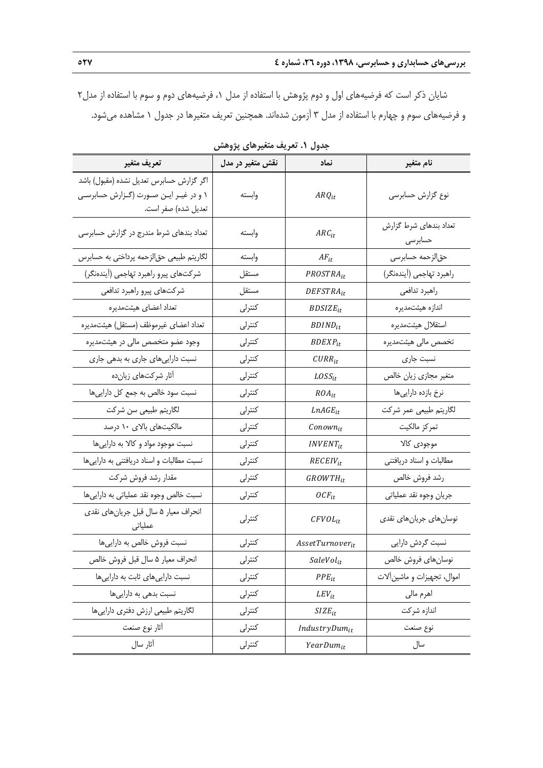شایان ذکر است که فرضیه‌های اول و دوم پژوهش با استفاده از مدل ۱، فرضیه‌های دوم و سوم با استفاده از مدل۲ و فرضیه‌های سوم و چهارم با استفاده از مدل ۳ آزمون شده‌اند. همچنین تعریف متغیرها در جدول ۱ مشاهده می‌شود.

**جدول ۱. تعریف متغیرهای پژوهش**

| نام متغیر | نماد | نقش متغیر در مدل | تعریف متغیر |
|---|---|---|---|
| نوع گزارش حسابرسی | $ARQ_{it}$ | وابسته | اگر گزارش حسابرس تعدیل نشده (مقبول) باشد ۱ و در غیر این صورت (گزارش حسابرسی تعدیل شده) صفر است. |
| تعداد بندهای شرط گزارش حسابرسی | $ARC_{it}$ | وابسته | تعداد بندهای شرط مندرج در گزارش حسابرسی |
| حق‌الزحمه حسابرسی | $AF_{it}$ | وابسته | لگاریتم طبیعی حق‌الزحمه پرداختی به حسابرس |
| راهبرد تهاجمی (آینده‌نگر) | $PROSTRA_{it}$ | مستقل | شرکت‌های پیرو راهبرد تهاجمی (آینده‌نگر) |
| راهبرد تدافعی | $DEFSTRA_{it}$ | مستقل | شرکت‌های پیرو راهبرد تدافعی |
| اندازه هیئت‌مدیره | $BDSIZE_{it}$ | کنترلی | تعداد اعضای هیئت‌مدیره |
| استقلال هیئت‌مدیره | $BDIND_{it}$ | کنترلی | تعداد اعضای غیرموظف (مستقل) هیئت‌مدیره |
| تخصص مالی هیئت‌مدیره | $BDEXP_{it}$ | کنترلی | وجود عضو متخصص مالی در هیئت‌مدیره |
| نسبت جاری | $CURR_{it}$ | کنترلی | نسبت دارایی‌های جاری به بدهی جاری |
| متغیر مجازی زیان خالص | $LOSS_{it}$ | کنترلی | آثار شرکت‌های زیان‌ده |
| نرخ بازده دارایی‌ها | $ROA_{it}$ | کنترلی | نسبت سود خالص به جمع کل دارایی‌ها |
| لگاریتم طبیعی عمر شرکت | $LnAGE_{it}$ | کنترلی | لگاریتم طبیعی سن شرکت |
| تمرکز مالکیت | $Conown_{it}$ | کنترلی | مالکیت‌های بالای ۱۰ درصد |
| موجودی کالا | $INVENT_{it}$ | کنترلی | نسبت موجود مواد و کالا به دارایی‌ها |
| مطالبات و اسناد دریافتنی | $RECEIV_{it}$ | کنترلی | نسبت مطالبات و اسناد دریافتنی به دارایی‌ها |
| رشد فروش خالص | $GROWTH_{it}$ | کنترلی | مقدار رشد فروش شرکت |
| جریان وجوه نقد عملیاتی | $OCF_{it}$ | کنترلی | نسبت خالص وجوه نقد عملیاتی به دارایی‌ها |
| نوسان‌های جریان‌های نقدی | $CFVOL_{it}$ | کنترلی | انحراف معیار ۵ سال قبل جریان‌های نقدی عملیاتی |
| نسبت گردش دارایی | $AssetTurnover_{it}$ | کنترلی | نسبت فروش خالص به دارایی‌ها |
| نوسان‌های فروش خالص | $SaleVol_{it}$ | کنترلی | انحراف معیار ۵ سال قبل فروش خالص |
| اموال، تجهیزات و ماشین‌آلات | $PPE_{it}$ | کنترلی | نسبت دارایی‌های ثابت به دارایی‌ها |
| اهرم مالی | $LEV_{it}$ | کنترلی | نسبت بدهی به دارایی‌ها |
| اندازه شرکت | $SIZE_{it}$ | کنترلی | لگاریتم طبیعی ارزش دفتری دارایی‌ها |
| نوع صنعت | $IndustryDum_{it}$ | کنترلی | آثار نوع صنعت |
| سال | $YearDum_{it}$ | کنترلی | آثار سال |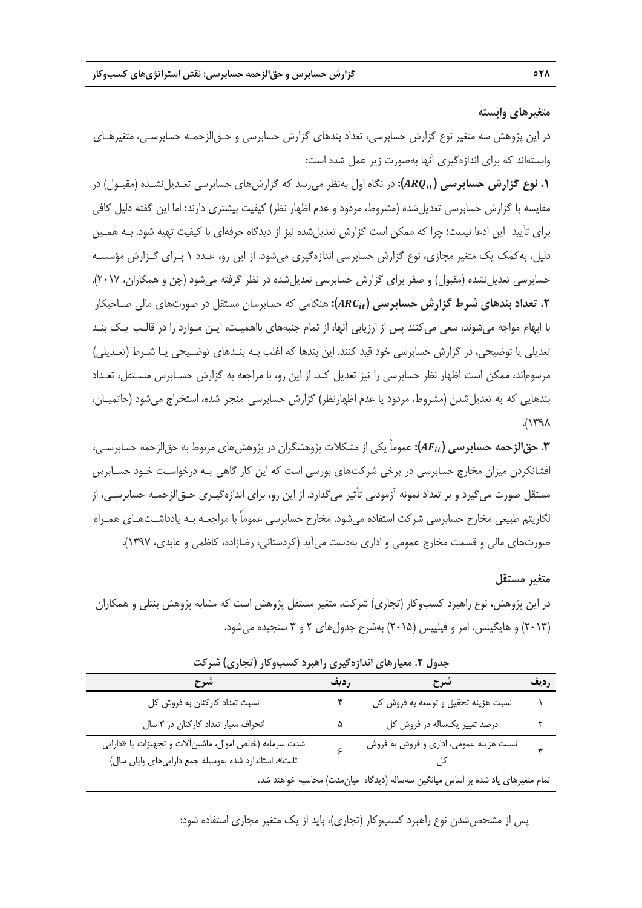### متغیرهای وابسته

در این پژوهش سه متغیر نوع گزارش حسابرسی، تعداد بندهای گزارش حسابرسی و حق‌الزحمه حسابرسی، متغیرهای وابسته‌اند که برای اندازه‌گیری آنها به‌صورت زیر عمل شده است:

**۱. نوع گزارش حسابرسی ($ARQ_{it}$):** در نگاه اول به‌نظر می‌رسد که گزارش‌های حسابرسی تعدیل‌نشده (مقبول) در مقایسه با گزارش حسابرسی تعدیل‌شده (مشروط، مردود و عدم اظهار نظر) کیفیت بیشتری دارند؛ اما این گفته دلیل کافی برای تأیید این ادعا نیست؛ چرا که ممکن است گزارش تعدیل‌شده نیز از دیدگاه حرفه‌ای با کیفیت تهیه شود. به همین دلیل، به‌کمک یک متغیر مجازی، نوع گزارش حسابرسی اندازه‌گیری می‌شود. از این رو، عدد ۱ برای گزارش مؤسسه حسابرسی تعدیل‌نشده (مقبول) و صفر برای گزارش حسابرسی تعدیل‌شده در نظر گرفته می‌شود (چن و همکاران، ۲۰۱۷).

**۲. تعداد بندهای شرط گزارش حسابرسی ($ARC_{it}$):** هنگامی که حسابرسان مستقل در صورت‌های مالی صاحبکار با ابهام مواجه می‌شوند، سعی می‌کنند پس از ارزیابی آنها، از تمام جنبه‌های بااهمیت، این موارد را در قالب یک بند تعدیلی یا توضیحی، در گزارش حسابرسی خود قید کنند. این بندها که اغلب به بندهای توضیحی یا شرط (تعدیلی) مرسوم‌اند، ممکن است اظهار نظر حسابرسی را نیز تعدیل کند. از این رو، با مراجعه به گزارش حسابرس مستقل، تعداد بندهایی که به تعدیل‌شدن (مشروط، مردود یا عدم اظهارنظر) گزارش حسابرسی منجر شده، استخراج می‌شود (حاتمیان، ۱۳۹۸).

**۳. حق‌الزحمه حسابرسی ($AF_{it}$):** عموماً یکی از مشکلات پژوهشگران در پژوهش‌های مربوط به حق‌الزحمه حسابرسی، افشانکردن میزان مخارج حسابرسی در برخی شرکت‌های بورسی است که این کار گاهی به درخواست خود حسابرس مستقل صورت می‌گیرد و بر تعداد نمونه آزمودنی تأثیر می‌گذارد. از این رو، برای اندازه‌گیری حق‌الزحمه حسابرسی، از لگاریتم طبیعی مخارج حسابرسی شرکت استفاده می‌شود. مخارج حسابرسی عموماً با مراجعه به یادداشت‌های همراه صورت‌های مالی و قسمت مخارج عمومی و اداری به‌دست می‌آید (کردستانی، رضازاده، کاظمی و عابدی، ۱۳۹۷).

### متغیر مستقل

در این پژوهش، نوع راهبرد کسب‌وکار (تجاری) شرکت، متغیر مستقل پژوهش است که مشابه پژوهش بنتلی و همکاران (۲۰۱۳) و هایگینس، امر و فیلیپس (۲۰۱۵) به‌شرح جدول‌های ۲ و ۳ سنجیده می‌شود.

**جدول ۲. معیارهای اندازه‌گیری راهبرد کسب‌وکار (تجاری) شرکت**

| ردیف | شرح | ردیف | شرح |
|---|---|---|---|
| ۱ | نسبت هزینه تحقیق و توسعه به فروش کل | ۴ | نسبت تعداد کارکنان به فروش کل |
| ۲ | درصد تغییر یک‌ساله در فروش کل | ۵ | انحراف معیار تعداد کارکنان در ۳ سال |
| ۳ | نسبت هزینه عمومی، اداری و فروش به فروش کل | ۶ | شدت سرمایه (خالص اموال، ماشین‌آلات و تجهیزات یا «دارایی ثابت»، استاندارد شده به‌وسیله جمع دارایی‌های پایان سال) |

تمام متغیرهای یاد شده بر اساس میانگین سه‌ساله (دیدگاه میان‌مدت) محاسبه خواهند شد.

پس از مشخص‌شدن نوع راهبرد کسب‌وکار (تجاری)، باید از یک متغیر مجازی استفاده شود: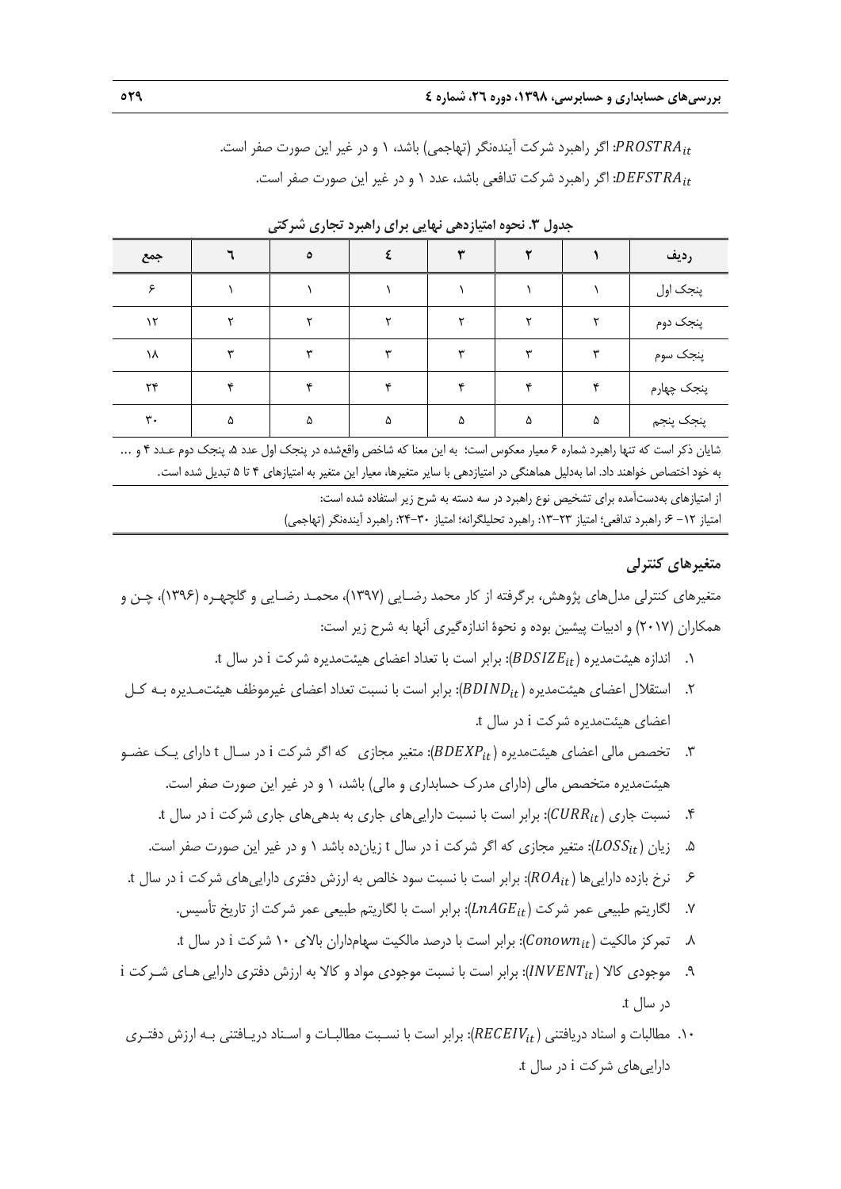$PROSTRA_{it}$: اگر راهبرد شرکت آینده‌نگر (تهاجمی) باشد، ۱ و در غیر این صورت صفر است.

$DEFSTRA_{it}$: اگر راهبرد شرکت تدافعی باشد، عدد ۱ و در غیر این صورت صفر است.

**جدول ۳. نحوه امتیازدهی نهایی برای راهبرد تجاری شرکتی**

| ردیف | ۱ | ۲ | ۳ | ٤ | ٥ | ٦ | جمع |
|---|---|---|---|---|---|---|---|
| پنجک اول | ۱ | ۱ | ۱ | ۱ | ۱ | ۱ | ۶ |
| پنجک دوم | ۲ | ۲ | ۲ | ۲ | ۲ | ۲ | ۱۲ |
| پنجک سوم | ۳ | ۳ | ۳ | ۳ | ۳ | ۳ | ۱۸ |
| پنجک چهارم | ۴ | ۴ | ۴ | ۴ | ۴ | ۴ | ۲۴ |
| پنجک پنجم | ۵ | ۵ | ۵ | ۵ | ۵ | ۵ | ۳۰ |

شایان ذکر است که تنها راهبرد شماره ۶ معیار معکوس است؛ به این معنا که شاخص واقع‌شده در پنجک اول عدد ۵، پنجک دوم عـدد ۴ و ... به خود اختصاص خواهند داد. اما به‌دلیل هماهنگی در امتیازدهی با سایر متغیرها، معیار این متغیر به امتیازهای ۴ تا ۵ تبدیل شده است.

از امتیازهای به‌دست‌آمده برای تشخیص نوع راهبرد در سه دسته به شرح زیر استفاده شده است:

امتیاز ۱۲– ۶: راهبرد تدافعی؛ امتیاز ۲۳–۱۳: راهبرد تحلیلگرانه؛ امتیاز ۳۰–۲۴: راهبرد آینده‌نگر (تهاجمی)

### متغیرهای کنترلی

متغیرهای کنترلی مدل‌های پژوهش، برگرفته از کار محمد رضـایی (۱۳۹۷)، محمـد رضـایی و گلچهـره (۱۳۹۶)، چـن و همکاران (۲۰۱۷) و ادبیات پیشین بوده و نحوهٔ اندازه‌گیری آنها به شرح زیر است:

۱. اندازه هیئت‌مدیره ($BDSIZE_{it}$): برابر است با تعداد اعضای هیئت‌مدیره شرکت i در سال t.

۲. استقلال اعضای هیئت‌مدیره ($BDIND_{it}$): برابر است با نسبت تعداد اعضای غیرموظف هیئت‌مـدیره بـه کـل اعضای هیئت‌مدیره شرکت i در سال t.

۳. تخصص مالی اعضای هیئت‌مدیره ($BDEXP_{it}$): متغیر مجازی که اگر شرکت i در سـال t دارای یـک عضـو هیئت‌مدیره متخصص مالی (دارای مدرک حسابداری و مالی) باشد، ۱ و در غیر این صورت صفر است.

۴. نسبت جاری ($CURR_{it}$): برابر است با نسبت دارایی‌های جاری به بدهی‌های جاری شرکت i در سال t.

۵. زیان ($LOSS_{it}$): متغیر مجازی که اگر شرکت i در سال t زیان‌ده باشد ۱ و در غیر این صورت صفر است.

۶. نرخ بازده دارایی‌ها ($ROA_{it}$): برابر است با نسبت سود خالص به ارزش دفتری دارایی‌های شرکت i در سال t.

۷. لگاریتم طبیعی عمر شرکت ($LnAGE_{it}$): برابر است با لگاریتم طبیعی عمر شرکت از تاریخ تأسیس.

۸. تمرکز مالکیت ($Conown_{it}$): برابر است با درصد مالکیت سهامداران بالای ۱۰ شرکت i در سال t.

۹. موجودی کالا ($INVENT_{it}$): برابر است با نسبت موجودی مواد و کالا به ارزش دفتری دارایی هـای شـرکت i در سال t.

۱۰. مطالبات و اسناد دریافتنی ($RECEIV_{it}$): برابر است با نسـبت مطالبـات و اسـناد دریـافتنی بـه ارزش دفتـری دارایی‌های شرکت i در سال t.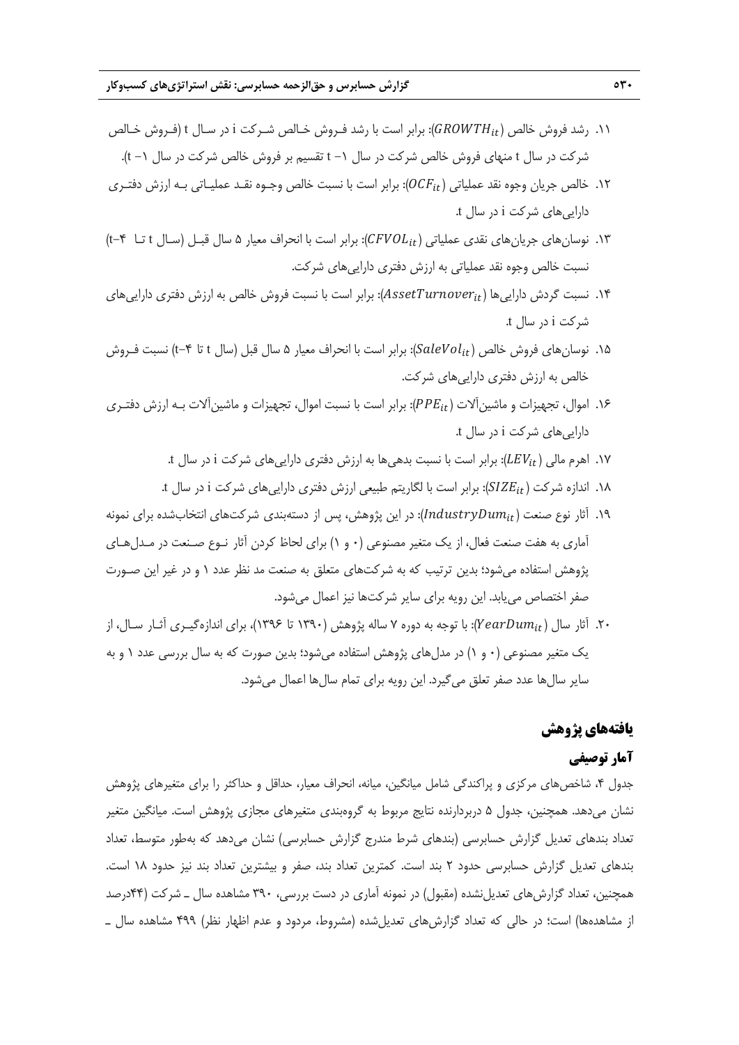۱۱. رشد فروش خالص ($GROWTH_{it}$): برابر است با رشد فروش خالص شرکت i در سال t (فروش خالص شرکت در سال t منهای فروش خالص شرکت در سال ۱− t تقسیم بر فروش خالص شرکت در سال ۱− t).

۱۲. خالص جریان وجوه نقد عملیاتی ($OCF_{it}$): برابر است با نسبت خالص وجوه نقد عملیاتی به ارزش دفتری دارایی‌های شرکت i در سال t.

۱۳. نوسان‌های جریان‌های نقدی عملیاتی ($CFVOL_{it}$): برابر است با انحراف معیار ۵ سال قبل (سال t تا ۴−t) نسبت خالص وجوه نقد عملیاتی به ارزش دفتری دارایی‌های شرکت.

۱۴. نسبت گردش دارایی‌ها ($AssetTurnover_{it}$): برابر است با نسبت فروش خالص به ارزش دفتری دارایی‌های شرکت i در سال t.

۱۵. نوسان‌های فروش خالص ($SaleVol_{it}$): برابر است با انحراف معیار ۵ سال قبل (سال t تا ۴−t) نسبت فروش خالص به ارزش دفتری دارایی‌های شرکت.

۱۶. اموال، تجهیزات و ماشین‌آلات ($PPE_{it}$): برابر است با نسبت اموال، تجهیزات و ماشین‌آلات به ارزش دفتری دارایی‌های شرکت i در سال t.

۱۷. اهرم مالی ($LEV_{it}$): برابر است با نسبت بدهی‌ها به ارزش دفتری دارایی‌های شرکت i در سال t.

۱۸. اندازه شرکت ($SIZE_{it}$): برابر است با لگاریتم طبیعی ارزش دفتری دارایی‌های شرکت i در سال t.

۱۹. آثار نوع صنعت ($IndustryDum_{it}$): در این پژوهش، پس از دسته‌بندی شرکت‌های انتخاب‌شده برای نمونه آماری به هفت صنعت فعال، از یک متغیر مصنوعی (۰ و ۱) برای لحاظ کردن آثار نوع صنعت در مدل‌های پژوهش استفاده می‌شود؛ بدین ترتیب که به شرکت‌های متعلق به صنعت مد نظر عدد ۱ و در غیر این صورت صفر اختصاص می‌یابد. این رویه برای سایر شرکت‌ها نیز اعمال می‌شود.

۲۰. آثار سال ($YearDum_{it}$): با توجه به دوره ۷ ساله پژوهش (۱۳۹۰ تا ۱۳۹۶)، برای اندازه‌گیری آثار سال، از یک متغیر مصنوعی (۰ و ۱) در مدل‌های پژوهش استفاده می‌شود؛ بدین صورت که به سال بررسی عدد ۱ و به سایر سال‌ها عدد صفر تعلق می‌گیرد. این رویه برای تمام سال‌ها اعمال می‌شود.

## یافته‌های پژوهش

### آمار توصیفی

جدول ۴، شاخص‌های مرکزی و پراکندگی شامل میانگین، میانه، انحراف معیار، حداقل و حداکثر را برای متغیرهای پژوهش نشان می‌دهد. همچنین، جدول ۵ دربردارنده نتایج مربوط به گروه‌بندی متغیرهای مجازی پژوهش است. میانگین متغیر تعداد بندهای تعدیل گزارش حسابرسی (بندهای شرط مندرج گزارش حسابرسی) نشان می‌دهد که به‌طور متوسط، تعداد بندهای تعدیل گزارش حسابرسی حدود ۲ بند است. کمترین تعداد بند، صفر و بیشترین تعداد بند نیز حدود ۱۸ است. همچنین، تعداد گزارش‌های تعدیل‌نشده (مقبول) در نمونه آماری در دست بررسی، ۳۹۰ مشاهده سال ـ شرکت (۴۴درصد از مشاهده‌ها) است؛ در حالی که تعداد گزارش‌های تعدیل‌شده (مشروط، مردود و عدم اظهار نظر) ۴۹۹ مشاهده سال ـ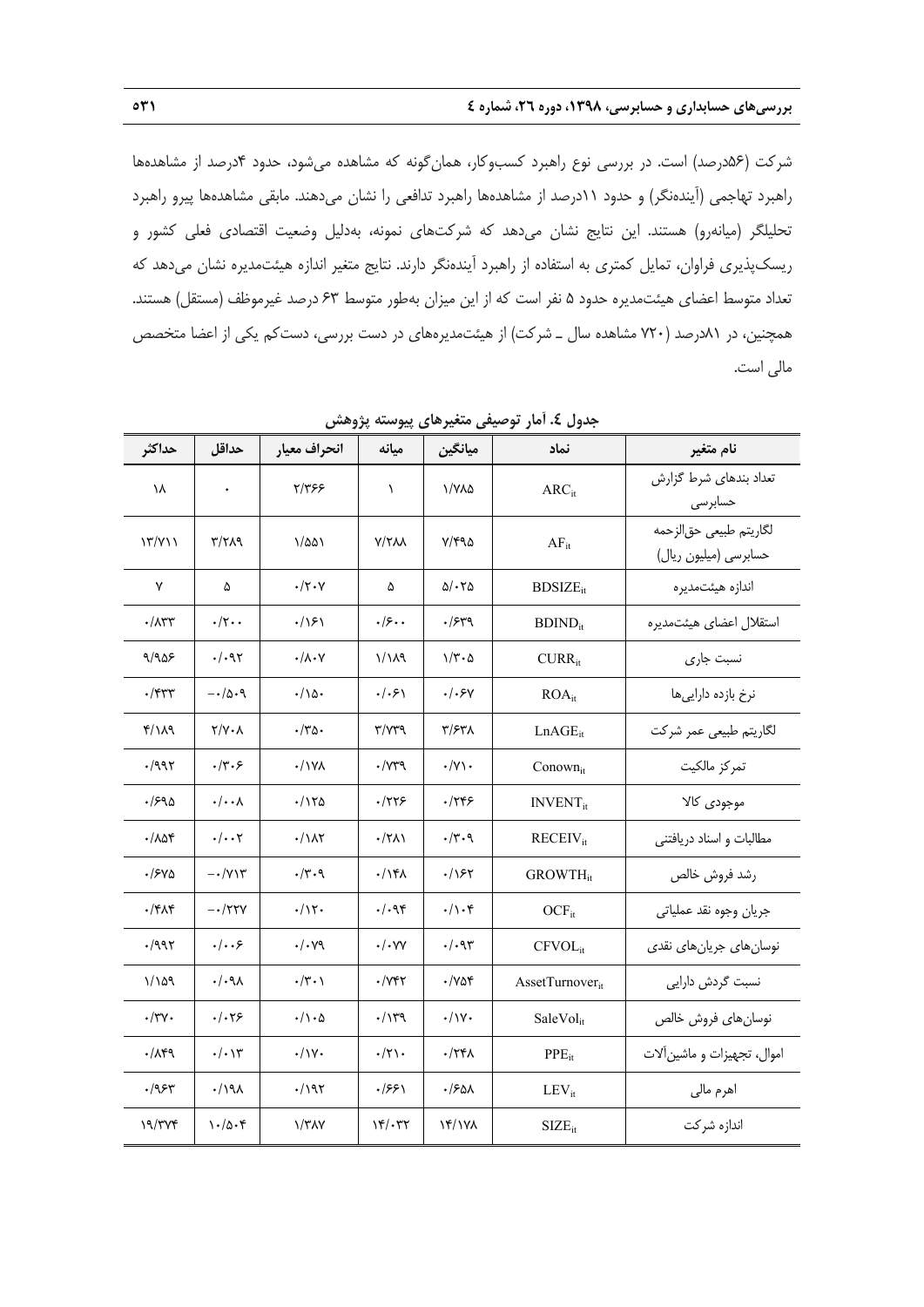شرکت (۵۶درصد) است. در بررسی نوع راهبرد کسب‌وکار، همان‌گونه که مشاهده می‌شود، حدود ۴درصد از مشاهده‌ها راهبرد تهاجمی (آینده‌نگر) و حدود ۱۱درصد از مشاهده‌ها راهبرد تدافعی را نشان می‌دهند. مابقی مشاهده‌ها پیرو راهبرد تحلیلگر (میانه‌رو) هستند. این نتایج نشان می‌دهد که شرکت‌های نمونه، به‌دلیل وضعیت اقتصادی فعلی کشور و ریسک‌پذیری فراوان، تمایل کمتری به استفاده از راهبرد آینده‌نگر دارند. نتایج متغیر اندازه هیئت‌مدیره نشان می‌دهد که تعداد متوسط اعضای هیئت‌مدیره حدود ۵ نفر است که از این میزان به‌طور متوسط ۶۳ درصد غیرموظف (مستقل) هستند. همچنین، در ۸۱درصد (۷۲۰ مشاهده سال ـ شرکت) از هیئت‌مدیره‌های در دست بررسی، دست‌کم یکی از اعضا متخصص مالی است.

**جدول ٤. آمار توصیفی متغیرهای پیوسته پژوهش**

| نام متغیر | نماد | میانگین | میانه | انحراف معیار | حداقل | حداکثر |
|---|---|---|---|---|---|---|
| تعداد بندهای شرط گزارش حسابرسی | $ARC_{it}$ | ۱/۷۸۵ | ۱ | ۲/۳۶۶ | ۰ | ۱۸ |
| لگاریتم طبیعی حق‌الزحمه حسابرسی (میلیون ریال) | $AF_{it}$ | ۷/۴۹۵ | ۷/۲۸۸ | ۱/۵۵۱ | ۳/۲۸۹ | ۱۳/۷۱۱ |
| اندازه هیئت‌مدیره | $BDSIZE_{it}$ | ۵/۰۲۵ | ۵ | ۰/۲۰۷ | ۵ | ۷ |
| استقلال اعضای هیئت‌مدیره | $BDIND_{it}$ | ۰/۶۳۹ | ۰/۶۰۰ | ۰/۱۶۱ | ۰/۲۰۰ | ۰/۸۳۳ |
| نسبت جاری | $CURR_{it}$ | ۱/۳۰۵ | ۱/۱۸۹ | ۰/۸۰۷ | ۰/۰۹۲ | ۹/۹۵۶ |
| نرخ بازده دارایی‌ها | $ROA_{it}$ | ۰/۰۶۷ | ۰/۰۶۱ | ۰/۱۵۰ | ۰/۵۰۹− | ۰/۴۳۳ |
| لگاریتم طبیعی عمر شرکت | $LnAGE_{it}$ | ۳/۶۳۸ | ۳/۷۳۹ | ۰/۳۵۰ | ۲/۷۰۸ | ۴/۱۸۹ |
| تمرکز مالکیت | $Conown_{it}$ | ۰/۷۱۰ | ۰/۷۳۹ | ۰/۱۷۸ | ۰/۳۰۶ | ۰/۹۹۲ |
| موجودی کالا | $INVENT_{it}$ | ۰/۲۴۶ | ۰/۲۲۶ | ۰/۱۲۵ | ۰/۰۰۸ | ۰/۶۹۵ |
| مطالبات و اسناد دریافتنی | $RECEIV_{it}$ | ۰/۳۰۹ | ۰/۲۸۱ | ۰/۱۸۲ | ۰/۰۰۲ | ۰/۸۵۴ |
| رشد فروش خالص | $GROWTH_{it}$ | ۰/۱۶۲ | ۰/۱۴۸ | ۰/۳۰۹ | ۰/۷۱۳− | ۰/۶۷۵ |
| جریان وجوه نقد عملیاتی | $OCF_{it}$ | ۰/۱۰۴ | ۰/۰۹۴ | ۰/۱۲۰ | ۰/۲۲۷− | ۰/۴۸۴ |
| نوسان‌های جریان‌های نقدی | $CFVOL_{it}$ | ۰/۰۹۳ | ۰/۰۷۷ | ۰/۰۷۹ | ۰/۰۰۶ | ۰/۹۹۲ |
| نسبت گردش دارایی | $AssetTurnover_{it}$ | ۰/۷۵۴ | ۰/۷۴۲ | ۰/۳۰۱ | ۰/۰۹۸ | ۱/۱۵۹ |
| نوسان‌های فروش خالص | $SaleVol_{it}$ | ۰/۱۷۰ | ۰/۱۳۹ | ۰/۱۰۵ | ۰/۰۲۶ | ۰/۳۷۰ |
| اموال، تجهیزات و ماشین‌آلات | $PPE_{it}$ | ۰/۲۴۸ | ۰/۲۱۰ | ۰/۱۷۰ | ۰/۰۱۳ | ۰/۸۴۹ |
| اهرم مالی | $LEV_{it}$ | ۰/۶۵۸ | ۰/۶۶۱ | ۰/۱۹۲ | ۰/۱۹۸ | ۰/۹۶۳ |
| اندازه شرکت | $SIZE_{it}$ | ۱۴/۱۷۸ | ۱۴/۰۳۲ | ۱/۳۸۷ | ۱۰/۵۰۴ | ۱۹/۳۷۴ |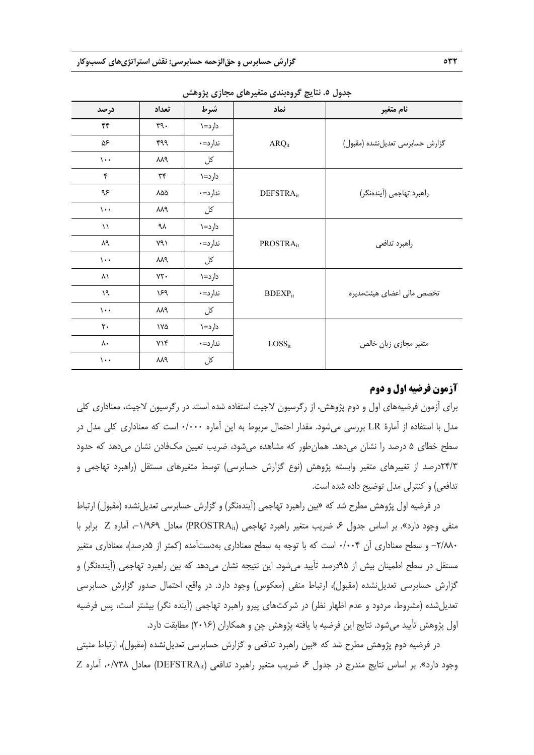جدول ۵. نتایج گروه‌بندی متغیرهای مجازی پژوهش

| نام متغیر | نماد | شرط | تعداد | درصد |
|---|---|---|---|---|
| گزارش حسابرسی تعدیل‌نشده (مقبول) | $ARQ_{it}$ | دارد=۱ | ۳۹۰ | ۴۴ |
| | | ندارد=۰ | ۴۹۹ | ۵۶ |
| | | کل | ۸۸۹ | ۱۰۰ |
| راهبرد تهاجمی (آینده‌نگر) | $DEFSTRA_{it}$ | دارد=۱ | ۳۴ | ۴ |
| | | ندارد=۰ | ۸۵۵ | ۹۶ |
| | | کل | ۸۸۹ | ۱۰۰ |
| راهبرد تدافعی | $PROSTRA_{it}$ | دارد=۱ | ۹۸ | ۱۱ |
| | | ندارد=۰ | ۷۹۱ | ۸۹ |
| | | کل | ۸۸۹ | ۱۰۰ |
| تخصص مالی اعضای هیئت‌مدیره | $BDEXP_{it}$ | دارد=۱ | ۷۲۰ | ۸۱ |
| | | ندارد=۰ | ۱۶۹ | ۱۹ |
| | | کل | ۸۸۹ | ۱۰۰ |
| متغیر مجازی زیان خالص | $LOSS_{it}$ | دارد=۱ | ۱۷۵ | ۲۰ |
| | | ندارد=۰ | ۷۱۴ | ۸۰ |
| | | کل | ۸۸۹ | ۱۰۰ |

## آزمون فرضیه اول و دوم

برای آزمون فرضیه‌های اول و دوم پژوهش، از رگرسیون لاجیت استفاده شده است. در رگرسیون لاجیت، معناداری کلی مدل با استفاده از آمارهٔ LR بررسی می‌شود. مقدار احتمال مربوط به این آماره ۰/۰۰۰ است که معناداری کلی مدل در سطح خطای ۵ درصد را نشان می‌دهد. همان‌طور که مشاهده می‌شود، ضریب تعیین مک‌فادن نشان می‌دهد که حدود ۲۴/۳درصد از تغییرهای متغیر وابسته پژوهش (نوع گزارش حسابرسی) توسط متغیرهای مستقل (راهبرد تهاجمی و تدافعی) و کنترلی مدل توضیح داده شده است.

در فرضیه اول پژوهش مطرح شد که «بین راهبرد تهاجمی (آینده‌نگر) و گزارش حسابرسی تعدیل‌نشده (مقبول) ارتباط منفی وجود دارد». بر اساس جدول ۶ ضریب متغیر راهبرد تهاجمی ($PROSTRA_{it}$) معادل ۱/۹۶۹–، آماره Z برابر با ۲/۸۸۰– و سطح معناداری آن ۰/۰۰۴ است که با توجه به سطح معناداری به‌دست‌آمده (کمتر از ۵درصد)، معناداری متغیر مستقل در سطح اطمینان بیش از ۹۵درصد تأیید می‌شود. این نتیجه نشان می‌دهد که بین راهبرد تهاجمی (آینده‌نگر) و گزارش حسابرسی تعدیل‌نشده (مقبول)، ارتباط منفی (معکوس) وجود دارد. در واقع، احتمال صدور گزارش حسابرسی تعدیل‌شده (مشروط، مردود و عدم اظهار نظر) در شرکت‌های پیرو راهبرد تهاجمی (آینده نگر) بیشتر است، پس فرضیه اول پژوهش تأیید می‌شود. نتایج این فرضیه با یافته پژوهش چن و همکاران (۲۰۱۶) مطابقت دارد.

در فرضیه دوم پژوهش مطرح شد که «بین راهبرد تدافعی و گزارش حسابرسی تعدیل‌نشده (مقبول)، ارتباط مثبتی وجود دارد». بر اساس نتایج مندرج در جدول ۶ ضریب متغیر راهبرد تدافعی ($DEFSTRA_{it}$) معادل ۰/۷۳۸، آماره Z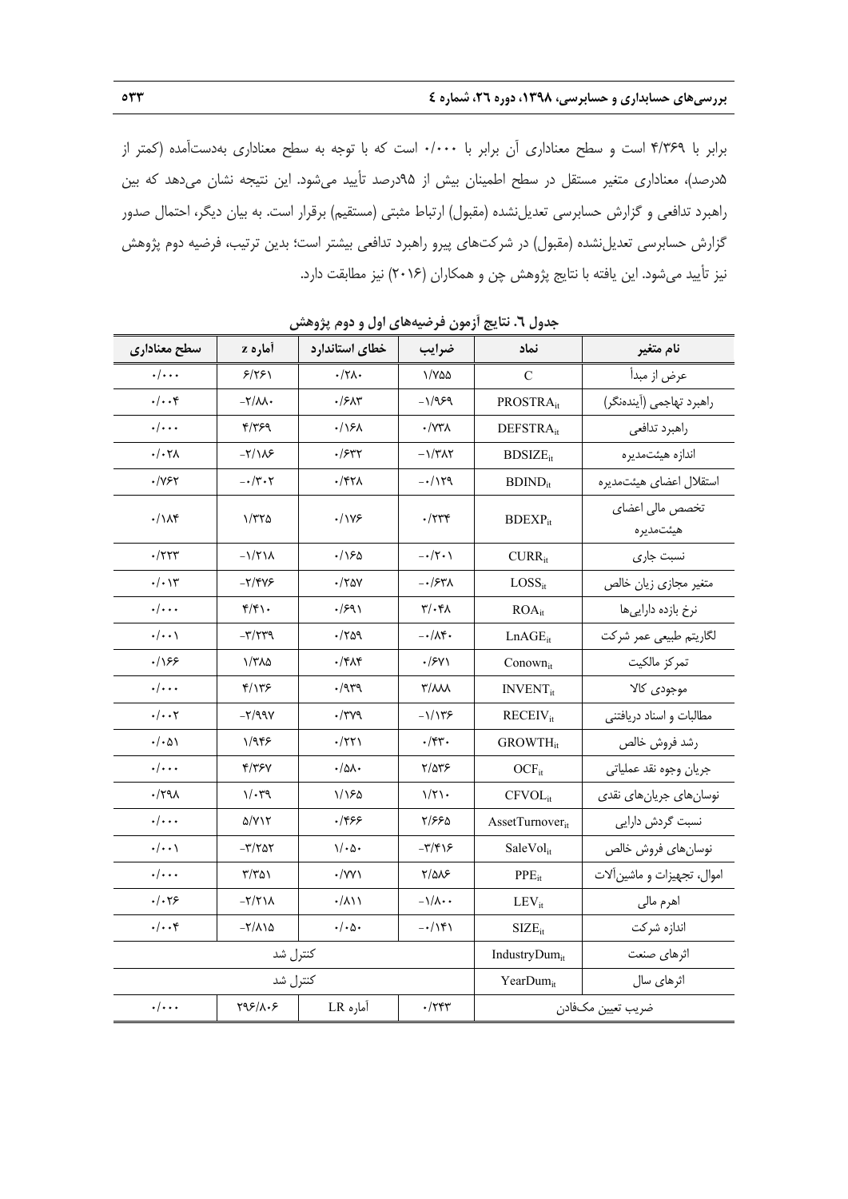برابر با ۴/۳۶۹ است و سطح معناداری آن برابر با ۰/۰۰۰ است که با توجه به سطح معناداری به‌دست‌آمده (کمتر از ۵درصد)، معناداری متغیر مستقل در سطح اطمینان بیش از ۹۵درصد تأیید می‌شود. این نتیجه نشان می‌دهد که بین راهبرد تدافعی و گزارش حسابرسی تعدیل‌نشده (مقبول) ارتباط مثبتی (مستقیم) برقرار است. به بیان دیگر، احتمال صدور گزارش حسابرسی تعدیل‌نشده (مقبول) در شرکت‌های پیرو راهبرد تدافعی بیشتر است؛ بدین ترتیب، فرضیه دوم پژوهش نیز تأیید می‌شود. این یافته با نتایج پژوهش چن و همکاران (۲۰۱۶) نیز مطابقت دارد.

**جدول ٦. نتایج آزمون فرضیه‌های اول و دوم پژوهش**

| نام متغیر | نماد | ضرایب | خطای استاندارد | آماره z | سطح معناداری |
|---|---|---|---|---|---|
| عرض از مبدأ | C | ۱/۷۵۵ | ۰/۲۸۰ | ۶/۲۶۱ | ۰/۰۰۰ |
| راهبرد تهاجمی (آینده‌نگر) | $PROSTRA_{it}$ | ۱/۹۶۹- | ۰/۶۸۳ | ۲/۸۸۰- | ۰/۰۰۴ |
| راهبرد تدافعی | $DEFSTRA_{it}$ | ۰/۷۳۸ | ۰/۱۶۸ | ۴/۳۶۹ | ۰/۰۰۰ |
| اندازه هیئت‌مدیره | $BDSIZE_{it}$ | ۱/۳۸۲- | ۰/۶۳۲ | ۲/۱۸۶- | ۰/۰۲۸ |
| استقلال اعضای هیئت‌مدیره | $BDIND_{it}$ | ۰/۱۲۹- | ۰/۴۲۸ | ۰/۳۰۲- | ۰/۷۶۲ |
| تخصص مالی اعضای هیئت‌مدیره | $BDEXP_{it}$ | ۰/۲۳۴ | ۰/۱۷۶ | ۱/۳۲۵ | ۰/۱۸۴ |
| نسبت جاری | $CURR_{it}$ | ۰/۲۰۱- | ۰/۱۶۵ | ۱/۲۱۸- | ۰/۲۲۳ |
| متغیر مجازی زیان خالص | $LOSS_{it}$ | ۰/۶۳۸- | ۰/۲۵۷ | ۲/۴۷۶- | ۰/۰۱۳ |
| نرخ بازده دارایی‌ها | $ROA_{it}$ | ۳/۰۴۸ | ۰/۶۹۱ | ۴/۴۱۰ | ۰/۰۰۰ |
| لگاریتم طبیعی عمر شرکت | $LnAGE_{it}$ | ۰/۸۴۰- | ۰/۲۵۹ | ۳/۲۳۹- | ۰/۰۰۱ |
| تمرکز مالکیت | $Conown_{it}$ | ۰/۶۷۱ | ۰/۴۸۴ | ۱/۳۸۵ | ۰/۱۶۶ |
| موجودی کالا | $INVENT_{it}$ | ۳/۸۸۸ | ۰/۹۳۹ | ۴/۱۳۶ | ۰/۰۰۰ |
| مطالبات و اسناد دریافتنی | $RECEIV_{it}$ | ۱/۱۳۶- | ۰/۳۷۹ | ۲/۹۹۷- | ۰/۰۰۲ |
| رشد فروش خالص | $GROWTH_{it}$ | ۰/۴۳۰ | ۰/۲۲۱ | ۱/۹۴۶ | ۰/۰۵۱ |
| جریان وجوه نقد عملیاتی | $OCF_{it}$ | ۲/۵۳۶ | ۰/۵۸۰ | ۴/۳۶۷ | ۰/۰۰۰ |
| نوسان‌های جریان‌های نقدی | $CFVOL_{it}$ | ۱/۲۱۰ | ۱/۱۶۵ | ۱/۰۳۹ | ۰/۲۹۸ |
| نسبت گردش دارایی | $AssetTurnover_{it}$ | ۲/۶۶۵ | ۰/۴۶۶ | ۵/۷۱۲ | ۰/۰۰۰ |
| نوسان‌های فروش خالص | $SaleVol_{it}$ | ۳/۴۱۶- | ۱/۰۵۰ | ۳/۲۵۲- | ۰/۰۰۱ |
| اموال، تجهیزات و ماشین‌آلات | $PPE_{it}$ | ۲/۵۸۶ | ۰/۷۷۱ | ۳/۳۵۱ | ۰/۰۰۰ |
| اهرم مالی | $LEV_{it}$ | ۱/۸۰۰- | ۰/۸۱۱ | ۲/۲۱۸- | ۰/۰۲۶ |
| اندازه شرکت | $SIZE_{it}$ | ۰/۱۴۱- | ۰/۰۵۰ | ۲/۸۱۵- | ۰/۰۰۴ |
| اثرهای صنعت | $IndustryDum_{it}$ | کنترل شد | | | |
| اثرهای سال | $YearDum_{it}$ | کنترل شد | | | |
| ضریب تعیین مک‌فادن | | ۰/۲۴۳ | آماره LR | ۲۹۶/۸۰۶ | ۰/۰۰۰ |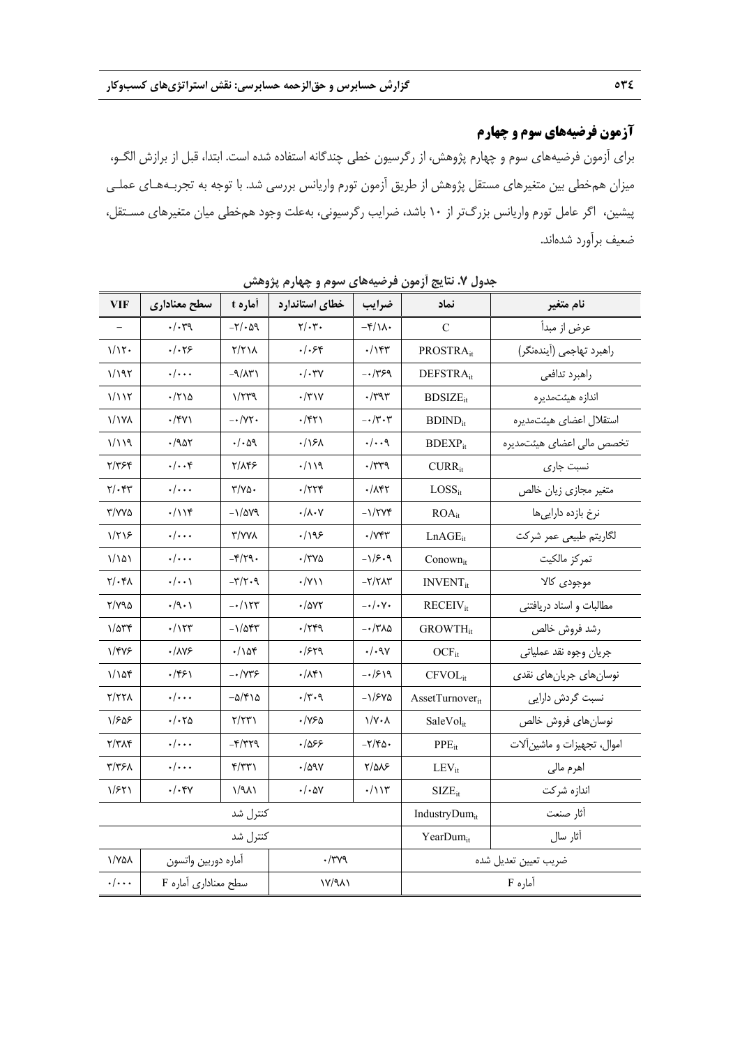## آزمون فرضیه‌های سوم و چهارم

برای آزمون فرضیه‌های سوم و چهارم پژوهش، از رگرسیون خطی چندگانه استفاده شده است. ابتدا، قبل از برازش الگـو، میزان هم‌خطی بین متغیرهای مستقل پژوهش از طریق آزمون تورم واریانس بررسی شد. با توجه به تجربـه‌هـای عملـی پیشین، اگر عامل تورم واریانس بزرگ‌تر از ۱۰ باشد، ضرایب رگرسیونی، به‌علت وجود هم‌خطی میان متغیرهای مسـتقل، ضعیف برآورد شده‌اند.

**جدول ۷. نتایج آزمون فرضیه‌های سوم و چهارم پژوهش**

| نام متغیر | نماد | ضرایب | خطای استاندارد | آماره t | سطح معناداری | VIF |
|---|---|---|---|---|---|---|
| عرض از مبدأ | C | ۴/۱۸۰- | ۲/۰۳۰ | ۲/۰۵۹- | ۰/۰۳۹ | – |
| راهبرد تهاجمی (آینده‌نگر) | $PROSTRA_{it}$ | ۰/۱۴۳ | ۰/۰۶۴ | ۲/۲۱۸ | ۰/۰۲۶ | ۱/۱۲۰ |
| راهبرد تدافعی | $DEFSTRA_{it}$ | ۰/۳۶۹- | ۰/۰۳۷ | ۹/۸۳۱- | ۰/۰۰۰ | ۱/۱۹۲ |
| اندازه هیئت‌مدیره | $BDSIZE_{it}$ | ۰/۳۹۳ | ۰/۳۱۷ | ۱/۲۳۹ | ۰/۲۱۵ | ۱/۱۱۲ |
| استقلال اعضای هیئت‌مدیره | $BDIND_{it}$ | ۰/۳۰۳- | ۰/۴۲۱ | ۰/۷۲۰- | ۰/۴۷۱ | ۱/۱۷۸ |
| تخصص مالی اعضای هیئت‌مدیره | $BDEXP_{it}$ | ۰/۰۰۹ | ۰/۱۶۸ | ۰/۰۵۹ | ۰/۹۵۲ | ۱/۱۱۹ |
| نسبت جاری | $CURR_{it}$ | ۰/۳۳۹ | ۰/۱۱۹ | ۲/۸۴۶ | ۰/۰۰۴ | ۲/۳۶۴ |
| متغیر مجازی زیان خالص | $LOSS_{it}$ | ۰/۸۴۲ | ۰/۲۲۴ | ۳/۷۵۰ | ۰/۰۰۰ | ۲/۰۴۳ |
| نرخ بازده دارایی‌ها | $ROA_{it}$ | ۱/۲۷۴- | ۰/۸۰۷ | ۱/۵۷۹- | ۰/۱۱۴ | ۳/۷۷۵ |
| لگاریتم طبیعی عمر شرکت | $LnAGE_{it}$ | ۰/۷۴۳ | ۰/۱۹۶ | ۳/۷۷۸ | ۰/۰۰۰ | ۱/۲۱۶ |
| تمرکز مالکیت | $Conown_{it}$ | ۱/۶۰۹- | ۰/۳۷۵ | ۴/۲۹۰- | ۰/۰۰۰ | ۱/۱۵۱ |
| موجودی کالا | $INVENT_{it}$ | ۲/۲۸۳- | ۰/۷۱۱ | ۳/۲۰۹- | ۰/۰۰۱ | ۲/۰۴۸ |
| مطالبات و اسناد دریافتنی | $RECEIV_{it}$ | ۰/۰۷۰- | ۰/۵۷۲ | ۰/۱۲۳- | ۰/۹۰۱ | ۲/۷۹۵ |
| رشد فروش خالص | $GROWTH_{it}$ | ۰/۳۸۵- | ۰/۲۴۹ | ۱/۵۴۳- | ۰/۱۲۳ | ۱/۵۳۴ |
| جریان وجوه نقد عملیاتی | $OCF_{it}$ | ۰/۰۹۷ | ۰/۶۲۹ | ۰/۱۵۴ | ۰/۸۷۶ | ۱/۴۷۶ |
| نوسان‌های جریان‌های نقدی | $CFVOL_{it}$ | ۰/۶۱۹- | ۰/۸۴۱ | ۰/۷۳۶- | ۰/۴۶۱ | ۱/۱۵۴ |
| نسبت گردش دارایی | $AssetTurnover_{it}$ | ۱/۶۷۵- | ۰/۳۰۹ | ۵/۴۱۵- | ۰/۰۰۰ | ۲/۲۲۸ |
| نوسان‌های فروش خالص | $SaleVol_{it}$ | ۱/۷۰۸ | ۰/۷۶۵ | ۲/۲۳۱ | ۰/۰۲۵ | ۱/۶۵۶ |
| اموال، تجهیزات و ماشین‌آلات | $PPE_{it}$ | ۲/۴۵۰- | ۰/۵۶۶ | ۴/۳۲۹- | ۰/۰۰۰ | ۲/۳۸۴ |
| اهرم مالی | $LEV_{it}$ | ۲/۵۸۶ | ۰/۵۹۷ | ۴/۳۳۱ | ۰/۰۰۰ | ۳/۳۶۸ |
| اندازه شرکت | $SIZE_{it}$ | ۰/۱۱۳ | ۰/۰۵۷ | ۱/۹۸۱ | ۰/۰۴۷ | ۱/۶۲۱ |
| آثار صنعت | $IndustryDum_{it}$ | کنترل شد | | | | |
| آثار سال | $YearDum_{it}$ | کنترل شد | | | | |
| ضریب تعیین تعدیل شده | | | ۰/۳۷۹ | | آماره دوربین واتسون | ۱/۷۵۸ |
| آماره F | | | ۱۷/۹۸۱ | | سطح معناداری آماره F | ۰/۰۰۰ |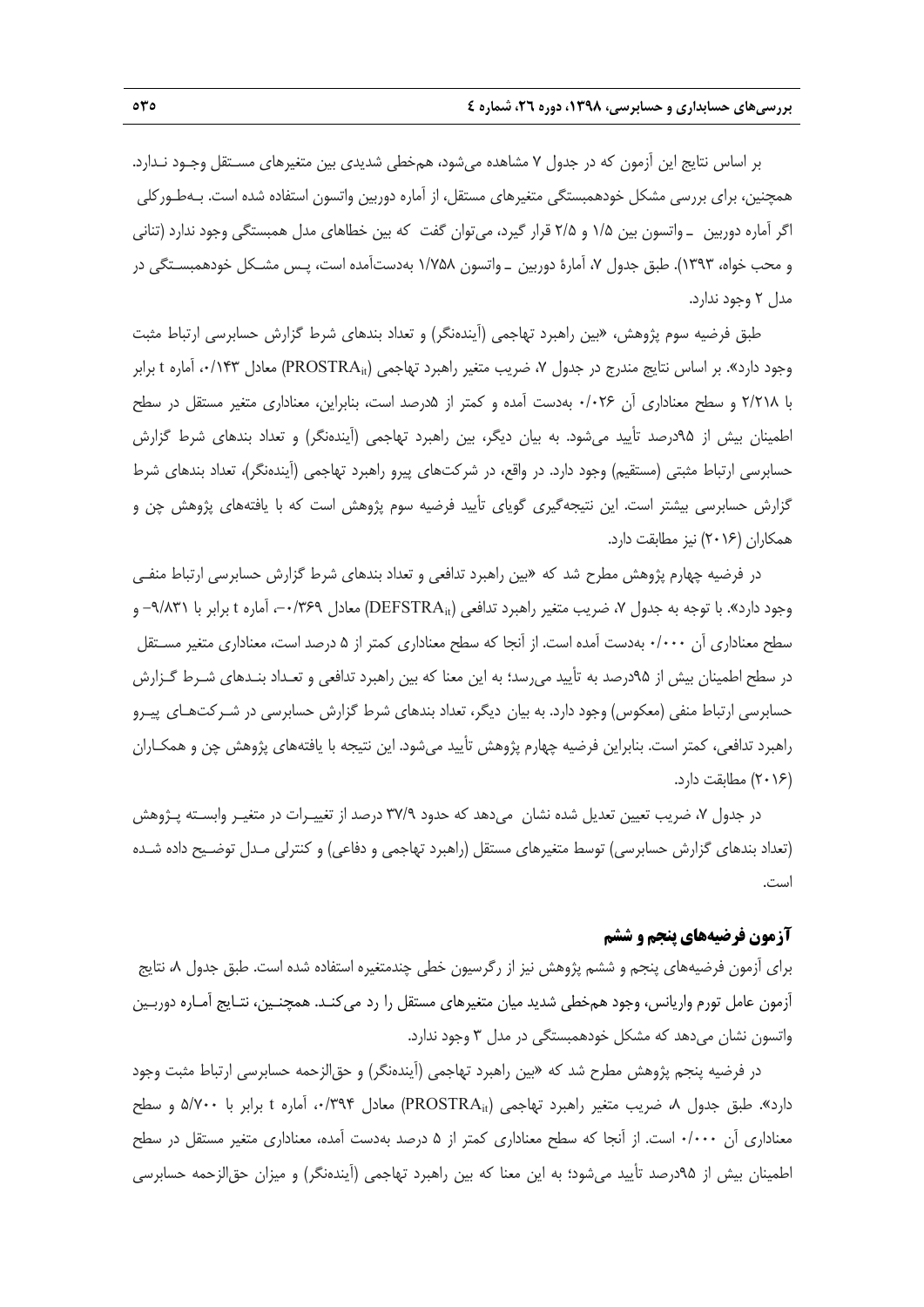بر اساس نتایج این آزمون که در جدول ۷ مشاهده می‌شود، هم‌خطی شدیدی بین متغیرهای مستقل وجود ندارد. همچنین، برای بررسی مشکل خودهمبستگی متغیرهای مستقل، از آماره دوربین واتسون استفاده شده است. به‌طورکلی اگر آماره دوربین ـ واتسون بین ۱/۵ و ۲/۵ قرار گیرد، می‌توان گفت که بین خطاهای مدل همبستگی وجود ندارد (تنانی و محب خواه، ۱۳۹۳). طبق جدول ۷، آمارهٔ دوربین ـ واتسون ۱/۷۵۸ به‌دست‌آمده است، پس مشکل خودهمبستگی در مدل ۲ وجود ندارد.

طبق فرضیه سوم پژوهش، «بین راهبرد تهاجمی (آینده‌نگر) و تعداد بندهای شرط گزارش حسابرسی ارتباط مثبت وجود دارد». بر اساس نتایج مندرج در جدول ۷، ضریب متغیر راهبرد تهاجمی ($PROSTRA_{it}$) معادل ۰/۱۴۳، آماره t برابر با ۲/۲۱۸ و سطح معناداری آن ۰/۰۲۶ به‌دست آمده و کمتر از ۵درصد است، بنابراین، معناداری متغیر مستقل در سطح اطمینان بیش از ۹۵درصد تأیید می‌شود. به بیان دیگر، بین راهبرد تهاجمی (آینده‌نگر) و تعداد بندهای شرط گزارش حسابرسی ارتباط مثبتی (مستقیم) وجود دارد. در واقع، در شرکت‌های پیرو راهبرد تهاجمی (آینده‌نگر)، تعداد بندهای شرط گزارش حسابرسی بیشتر است. این نتیجه‌گیری گویای تأیید فرضیه سوم پژوهش است که با یافته‌های پژوهش چن و همکاران (۲۰۱۶) نیز مطابقت دارد.

در فرضیه چهارم پژوهش مطرح شد که «بین راهبرد تدافعی و تعداد بندهای شرط گزارش حسابرسی ارتباط منفی وجود دارد». با توجه به جدول ۷، ضریب متغیر راهبرد تدافعی ($DEFSTRA_{it}$) معادل ۰/۳۶۹−، آماره t برابر با ۹/۸۳۱− و سطح معناداری آن ۰/۰۰۰ به‌دست آمده است. از آنجا که سطح معناداری کمتر از ۵ درصد است، معناداری متغیر مستقل در سطح اطمینان بیش از ۹۵درصد به تأیید می‌رسد؛ به این معنا که بین راهبرد تدافعی و تعداد بندهای شرط گزارش حسابرسی ارتباط منفی (معکوس) وجود دارد. به بیان دیگر، تعداد بندهای شرط گزارش حسابرسی در شرکت‌های پیرو راهبرد تدافعی، کمتر است. بنابراین فرضیه چهارم پژوهش تأیید می‌شود. این نتیجه با یافته‌های پژوهش چن و همکاران (۲۰۱۶) مطابقت دارد.

در جدول ۷، ضریب تعیین تعدیل شده نشان می‌دهد که حدود ۳۷/۹ درصد از تغییرات در متغیر وابسته پژوهش (تعداد بندهای گزارش حسابرسی) توسط متغیرهای مستقل (راهبرد تهاجمی و دفاعی) و کنترلی مدل توضیح داده شده است.

### آزمون فرضیه‌های پنجم و ششم

برای آزمون فرضیه‌های پنجم و ششم پژوهش نیز از رگرسیون خطی چندمتغیره استفاده شده است. طبق جدول ۸، نتایج آزمون عامل تورم واریانس، وجود هم‌خطی شدید میان متغیرهای مستقل را رد می‌کند. همچنین، نتایج آماره دوربین واتسون نشان می‌دهد که مشکل خودهمبستگی در مدل ۳ وجود ندارد.

در فرضیه پنجم پژوهش مطرح شد که «بین راهبرد تهاجمی (آینده‌نگر) و حق‌الزحمه حسابرسی ارتباط مثبت وجود دارد». طبق جدول ۸، ضریب متغیر راهبرد تهاجمی ($PROSTRA_{it}$) معادل ۰/۳۹۴، آماره t برابر با ۵/۷۰۰ و سطح معناداری آن ۰/۰۰۰ است. از آنجا که سطح معناداری کمتر از ۵ درصد به‌دست آمده، معناداری متغیر مستقل در سطح اطمینان بیش از ۹۵درصد تأیید می‌شود؛ به این معنا که بین راهبرد تهاجمی (آینده‌نگر) و میزان حق‌الزحمه حسابرسی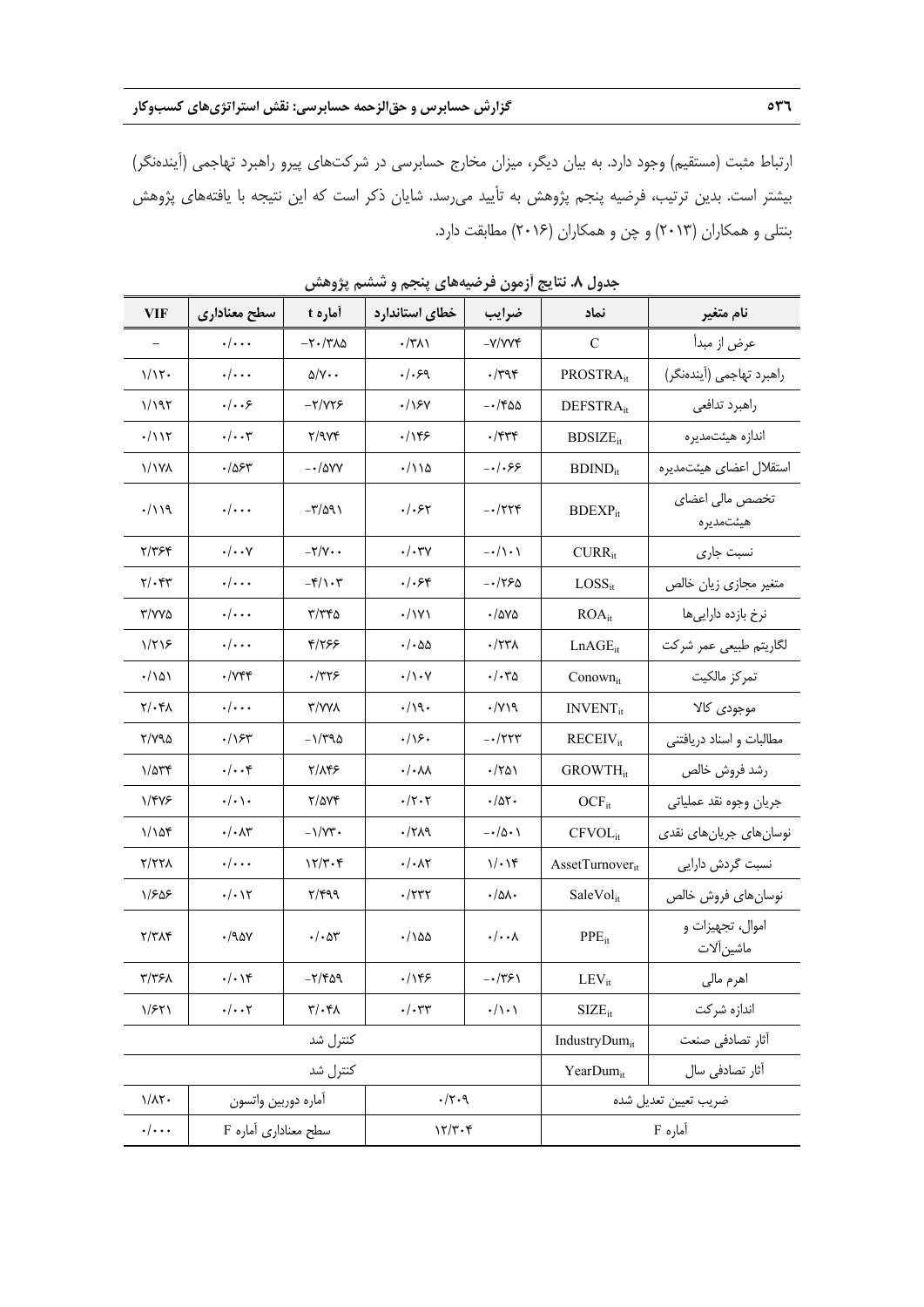ارتباط مثبت (مستقیم) وجود دارد. به بیان دیگر، میزان مخارج حسابرسی در شرکت‌های پیرو راهبرد تهاجمی (آینده‌نگر) بیشتر است. بدین ترتیب، فرضیه پنجم پژوهش به تأیید می‌رسد. شایان ذکر است که این نتیجه با یافته‌های پژوهش بنتلی و همکاران (۲۰۱۳) و چن و همکاران (۲۰۱۶) مطابقت دارد.

**جدول ۸. نتایج آزمون فرضیه‌های پنجم و ششم پژوهش**

| نام متغیر | نماد | ضرایب | خطای استاندارد | آماره t | سطح معناداری | VIF |
|---|---|---|---|---|---|---|
| عرض از مبدأ | C | ۷/۷۷۴- | ۰/۳۸۱ | ۲۰/۳۸۵- | ۰/۰۰۰ | – |
| راهبرد تهاجمی (آینده‌نگر) | $PROSTRA_{it}$ | ۰/۳۹۴ | ۰/۰۶۹ | ۵/۷۰۰ | ۰/۰۰۰ | ۱/۱۲۰ |
| راهبرد تدافعی | $DEFSTRA_{it}$ | ۰/۴۵۵- | ۰/۱۶۷ | ۲/۷۲۶- | ۰/۰۰۶ | ۱/۱۹۲ |
| اندازه هیئت‌مدیره | $BDSIZE_{it}$ | ۰/۴۳۴ | ۰/۱۴۶ | ۲/۹۷۴ | ۰/۰۰۳ | ۰/۱۱۲ |
| استقلال اعضای هیئت‌مدیره | $BDIND_{it}$ | ۰/۰۶۶- | ۰/۱۱۵ | ۰/۵۷۷- | ۰/۵۶۳ | ۱/۱۷۸ |
| تخصص مالی اعضای هیئت‌مدیره | $BDEXP_{it}$ | ۰/۲۲۴- | ۰/۰۶۲ | ۳/۵۹۱- | ۰/۰۰۰ | ۰/۱۱۹ |
| نسبت جاری | $CURR_{it}$ | ۰/۱۰۱- | ۰/۰۳۷ | ۲/۷۰۰- | ۰/۰۰۷ | ۲/۳۶۴ |
| متغیر مجازی زیان خالص | $LOSS_{it}$ | ۰/۲۶۵- | ۰/۰۶۴ | ۴/۱۰۳- | ۰/۰۰۰ | ۲/۰۴۳ |
| نرخ بازده دارایی‌ها | $ROA_{it}$ | ۰/۵۷۵ | ۰/۱۷۱ | ۳/۳۴۵ | ۰/۰۰۰ | ۳/۷۷۵ |
| لگاریتم طبیعی عمر شرکت | $LnAGE_{it}$ | ۰/۲۳۸ | ۰/۰۵۵ | ۴/۲۶۶ | ۰/۰۰۰ | ۱/۲۱۶ |
| تمرکز مالکیت | $Conown_{it}$ | ۰/۰۳۵ | ۰/۱۰۷ | ۰/۳۲۶ | ۰/۷۴۴ | ۰/۱۵۱ |
| موجودی کالا | $INVENT_{it}$ | ۰/۷۱۹ | ۰/۱۹۰ | ۳/۷۷۸ | ۰/۰۰۰ | ۲/۰۴۸ |
| مطالبات و اسناد دریافتنی | $RECEIV_{it}$ | ۰/۲۲۳- | ۰/۱۶۰ | ۱/۳۹۵- | ۰/۱۶۳ | ۲/۷۹۵ |
| رشد فروش خالص | $GROWTH_{it}$ | ۰/۲۵۱ | ۰/۰۸۸ | ۲/۸۴۶ | ۰/۰۰۴ | ۱/۵۳۴ |
| جریان وجوه نقد عملیاتی | $OCF_{it}$ | ۰/۵۲۰ | ۰/۲۰۲ | ۲/۵۷۴ | ۰/۰۱۰ | ۱/۴۷۶ |
| نوسان‌های جریان‌های نقدی | $CFVOL_{it}$ | ۰/۵۰۱- | ۰/۲۸۹ | ۱/۷۳۰- | ۰/۰۸۳ | ۱/۱۵۴ |
| نسبت گردش دارایی | $AssetTurnover_{it}$ | ۱/۰۱۴ | ۰/۰۸۲ | ۱۲/۳۰۴ | ۰/۰۰۰ | ۲/۲۲۸ |
| نوسان‌های فروش خالص | $SaleVol_{it}$ | ۰/۵۸۰ | ۰/۲۳۲ | ۲/۴۹۹ | ۰/۰۱۲ | ۱/۶۵۶ |
| اموال، تجهیزات و ماشین‌آلات | $PPE_{it}$ | ۰/۰۰۸ | ۰/۱۵۵ | ۰/۰۵۳ | ۰/۹۵۷ | ۲/۳۸۴ |
| اهرم مالی | $LEV_{it}$ | ۰/۳۶۱- | ۰/۱۴۶ | ۲/۴۵۹- | ۰/۰۱۴ | ۳/۳۶۸ |
| اندازه شرکت | $SIZE_{it}$ | ۰/۱۰۱ | ۰/۰۳۳ | ۳/۰۴۸ | ۰/۰۰۲ | ۱/۶۲۱ |
| آثار تصادفی صنعت | $IndustryDum_{it}$ | کنترل شد | | | | |
| آثار تصادفی سال | $YearDum_{it}$ | کنترل شد | | | | |
| ضریب تعیین تعدیل شده | | ۰/۲۰۹ | | آماره دوربین واتسون | | ۱/۸۲۰ |
| آماره F | | ۱۲/۳۰۴ | | سطح معناداری آماره F | | ۰/۰۰۰ |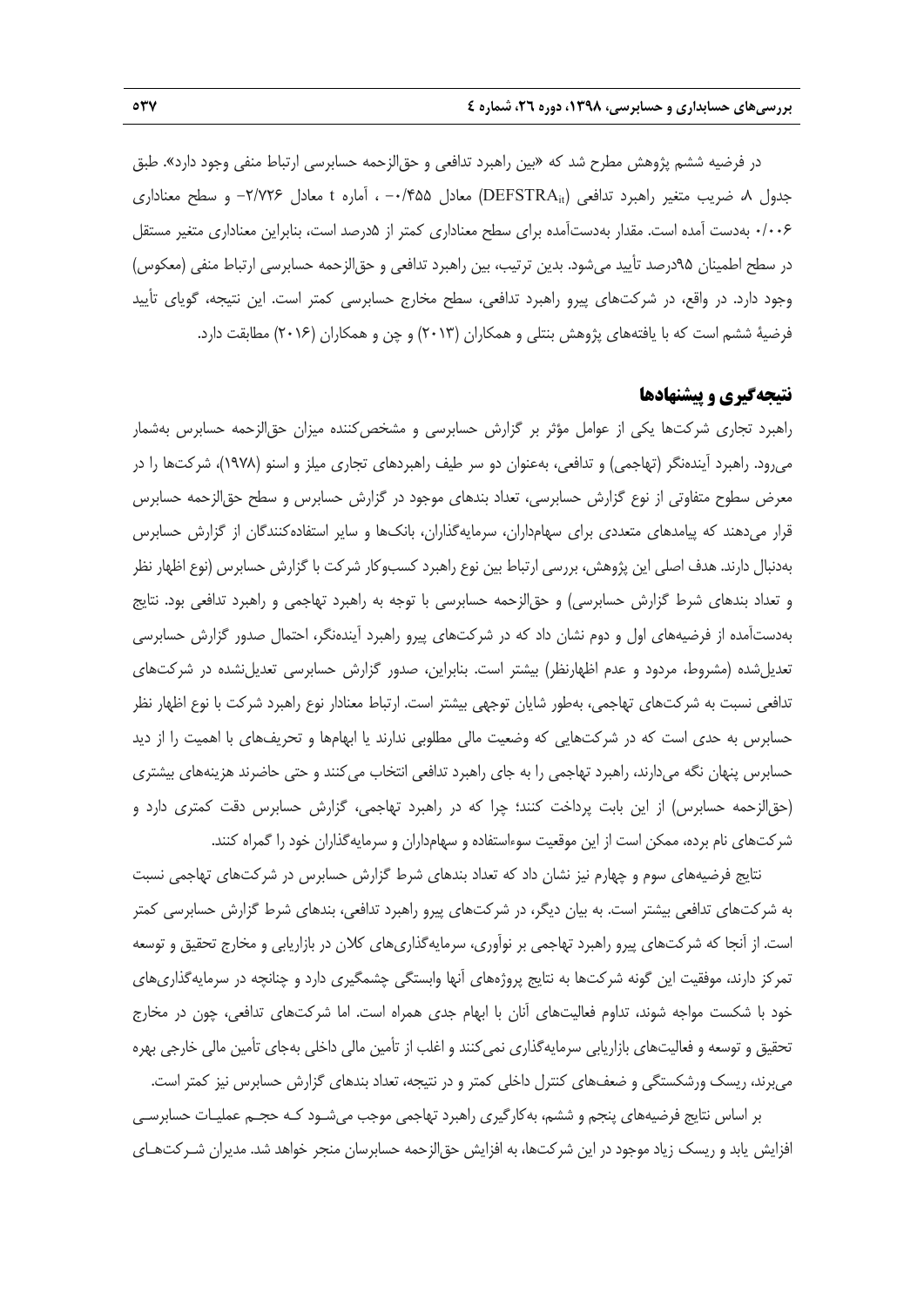در فرضیه ششم پژوهش مطرح شد که «بین راهبرد تدافعی و حق‌الزحمه حسابرسی ارتباط منفی وجود دارد». طبق جدول ۸، ضریب متغیر راهبرد تدافعی ($DEFSTRA_{it}$) معادل ۰/۴۵۵- ، آماره t معادل ۲/۷۲۶- و سطح معناداری ۰/۰۰۶ به‌دست آمده است. مقدار به‌دست‌آمده برای سطح معناداری کمتر از ۵درصد است، بنابراین معناداری متغیر مستقل در سطح اطمینان ۹۵درصد تأیید می‌شود. بدین ترتیب، بین راهبرد تدافعی و حق‌الزحمه حسابرسی ارتباط منفی (معکوس) وجود دارد. در واقع، در شرکت‌های پیرو راهبرد تدافعی، سطح مخارج حسابرسی کمتر است. این نتیجه، گویای تأیید فرضیهٔ ششم است که با یافته‌های پژوهش بنتلی و همکاران (۲۰۱۳) و چن و همکاران (۲۰۱۶) مطابقت دارد.

## نتیجه‌گیری و پیشنهادها

راهبرد تجاری شرکت‌ها یکی از عوامل مؤثر بر گزارش حسابرسی و مشخص‌کننده میزان حق‌الزحمه حسابرس به‌شمار می‌رود. راهبرد آینده‌نگر (تهاجمی) و تدافعی، به‌عنوان دو سر طیف راهبردهای تجاری میلز و اسنو (۱۹۷۸)، شرکت‌ها را در معرض سطوح متفاوتی از نوع گزارش حسابرسی، تعداد بندهای موجود در گزارش حسابرس و سطح حق‌الزحمه حسابرس قرار می‌دهند که پیامدهای متعددی برای سهامداران، سرمایه‌گذاران، بانک‌ها و سایر استفاده‌کنندگان از گزارش حسابرس به‌دنبال دارند. هدف اصلی این پژوهش، بررسی ارتباط بین نوع راهبرد کسب‌وکار شرکت با گزارش حسابرس (نوع اظهار نظر و تعداد بندهای شرط گزارش حسابرسی) و حق‌الزحمه حسابرسی با توجه به راهبرد تهاجمی و راهبرد تدافعی بود. نتایج به‌دست‌آمده از فرضیه‌های اول و دوم نشان داد که در شرکت‌های پیرو راهبرد آینده‌نگر، احتمال صدور گزارش حسابرسی تعدیل‌شده (مشروط، مردود و عدم اظهارنظر) بیشتر است. بنابراین، صدور گزارش حسابرسی تعدیل‌نشده در شرکت‌های تدافعی نسبت به شرکت‌های تهاجمی، به‌طور شایان توجهی بیشتر است. ارتباط معنادار نوع راهبرد شرکت با نوع اظهار نظر حسابرس به حدی است که در شرکت‌هایی که وضعیت مالی مطلوبی ندارند یا ابهام‌ها و تحریف‌های با اهمیت را از دید حسابرس پنهان نگه می‌دارند، راهبرد تهاجمی را به جای راهبرد تدافعی انتخاب می‌کنند و حتی حاضرند هزینه‌های بیشتری (حق‌الزحمه حسابرس) از این بابت پرداخت کنند؛ چرا که در راهبرد تهاجمی، گزارش حسابرس دقت کمتری دارد و شرکت‌های نام برده، ممکن است از این موقعیت سوءاستفاده و سهامداران و سرمایه‌گذاران خود را گمراه کنند.

نتایج فرضیه‌های سوم و چهارم نیز نشان داد که تعداد بندهای شرط گزارش حسابرس در شرکت‌های تهاجمی نسبت به شرکت‌های تدافعی بیشتر است. به بیان دیگر، در شرکت‌های پیرو راهبرد تدافعی، بندهای شرط گزارش حسابرسی کمتر است. از آنجا که شرکت‌های پیرو راهبرد تهاجمی بر نوآوری، سرمایه‌گذاری‌های کلان در بازاریابی و مخارج تحقیق و توسعه تمرکز دارند، موفقیت این گونه شرکت‌ها به نتایج پروژه‌های آنها وابستگی چشمگیری دارد و چنانچه در سرمایه‌گذاری‌های خود با شکست مواجه شوند، تداوم فعالیت‌های آنان با ابهام جدی همراه است. اما شرکت‌های تدافعی، چون در مخارج تحقیق و توسعه و فعالیت‌های بازاریابی سرمایه‌گذاری نمی‌کنند و اغلب از تأمین مالی داخلی به‌جای تأمین مالی خارجی بهره می‌برند، ریسک ورشکستگی و ضعف‌های کنترل داخلی کمتر و در نتیجه، تعداد بندهای گزارش حسابرس نیز کمتر است.

بر اساس نتایج فرضیه‌های پنجم و ششم، به‌کارگیری راهبرد تهاجمی موجب می‌شود که حجم عملیات حسابرسی افزایش یابد و ریسک زیاد موجود در این شرکت‌ها، به افزایش حق‌الزحمه حسابرسان منجر خواهد شد. مدیران شرکت‌های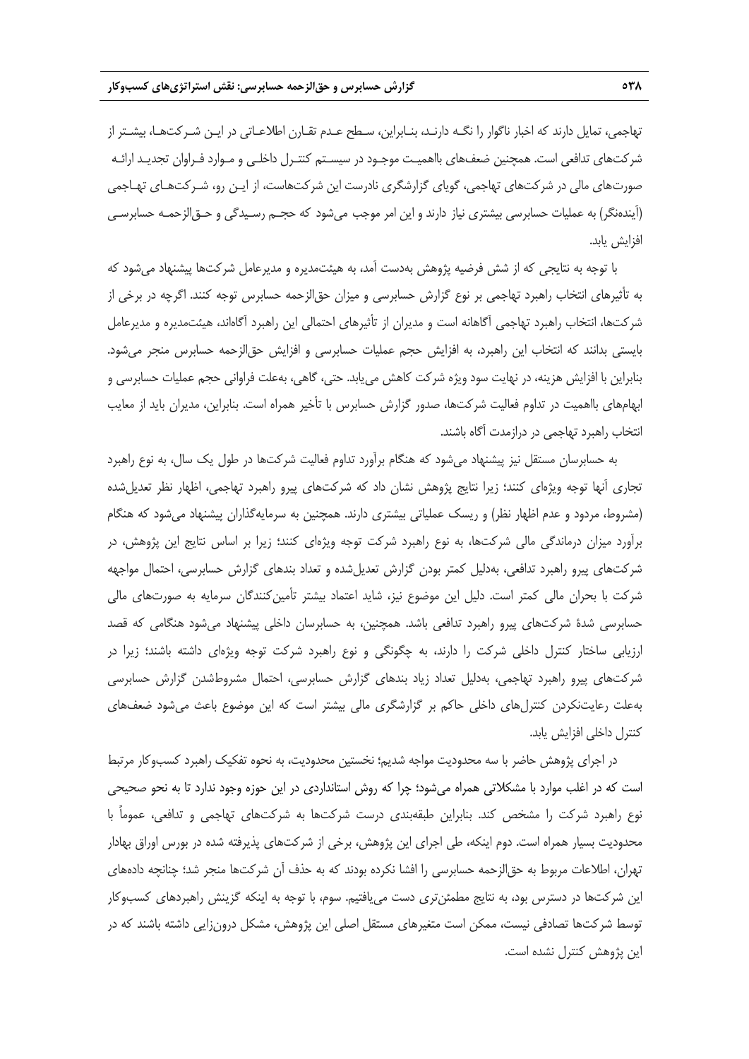تهاجمی، تمایل دارند که اخبار ناگوار را نگه دارند، بنابراین، سطح عدم تقارن اطلاعاتی در این شرکت‌ها، بیشتر از شرکت‌های تدافعی است. همچنین ضعف‌های بااهمیت موجود در سیستم کنترل داخلی و موارد فراوان تجدید ارائه صورت‌های مالی در شرکت‌های تهاجمی، گویای گزارشگری نادرست این شرکت‌هاست، از این رو، شرکت‌های تهاجمی (آینده‌نگر) به عملیات حسابرسی بیشتری نیاز دارند و این امر موجب می‌شود که حجم رسیدگی و حق‌الزحمه حسابرسی افزایش یابد.

با توجه به نتایجی که از شش فرضیه پژوهش به‌دست آمد، به هیئت‌مدیره و مدیرعامل شرکت‌ها پیشنهاد می‌شود که به تأثیرهای انتخاب راهبرد تهاجمی بر نوع گزارش حسابرسی و میزان حق‌الزحمه حسابرس توجه کنند. اگرچه در برخی از شرکت‌ها، انتخاب راهبرد تهاجمی آگاهانه است و مدیران از تأثیرهای احتمالی این راهبرد آگاه‌اند، هیئت‌مدیره و مدیرعامل بایستی بدانند که انتخاب این راهبرد، به افزایش حجم عملیات حسابرسی و افزایش حق‌الزحمه حسابرس منجر می‌شود. بنابراین با افزایش هزینه، در نهایت سود ویژه شرکت کاهش می‌یابد. حتی، گاهی، به‌علت فراوانی حجم عملیات حسابرسی و ابهام‌های بااهمیت در تداوم فعالیت شرکت‌ها، صدور گزارش حسابرس با تأخیر همراه است. بنابراین، مدیران باید از معایب انتخاب راهبرد تهاجمی در درازمدت آگاه باشند.

به حسابرسان مستقل نیز پیشنهاد می‌شود که هنگام برآورد تداوم فعالیت شرکت‌ها در طول یک سال، به نوع راهبرد تجاری آنها توجه ویژه‌ای کنند؛ زیرا نتایج پژوهش نشان داد که شرکت‌های پیرو راهبرد تهاجمی، اظهار نظر تعدیل‌شده (مشروط، مردود و عدم اظهار نظر) و ریسک عملیاتی بیشتری دارند. همچنین به سرمایه‌گذاران پیشنهاد می‌شود که هنگام برآورد میزان درماندگی مالی شرکت‌ها، به نوع راهبرد شرکت توجه ویژه‌ای کنند؛ زیرا بر اساس نتایج این پژوهش، در شرکت‌های پیرو راهبرد تدافعی، به‌دلیل کمتر بودن گزارش تعدیل‌شده و تعداد بندهای گزارش حسابرسی، احتمال مواجهه شرکت با بحران مالی کمتر است. دلیل این موضوع نیز، شاید اعتماد بیشتر تأمین‌کنندگان سرمایه به صورت‌های مالی حسابرسی شدهٔ شرکت‌های پیرو راهبرد تدافعی باشد. همچنین، به حسابرسان داخلی پیشنهاد می‌شود هنگامی که قصد ارزیابی ساختار کنترل داخلی شرکت را دارند، به چگونگی و نوع راهبرد شرکت توجه ویژه‌ای داشته باشند؛ زیرا در شرکت‌های پیرو راهبرد تهاجمی، به‌دلیل تعداد زیاد بندهای گزارش حسابرسی، احتمال مشروط‌شدن گزارش حسابرسی به‌علت رعایت‌نکردن کنترل‌های داخلی حاکم بر گزارشگری مالی بیشتر است که این موضوع باعث می‌شود ضعف‌های کنترل داخلی افزایش یابد.

در اجرای پژوهش حاضر با سه محدودیت مواجه شدیم؛ نخستین محدودیت، به نحوه تفکیک راهبرد کسب‌وکار مرتبط است که در اغلب موارد با مشکلاتی همراه می‌شود؛ چرا که روش استانداردی در این حوزه وجود ندارد تا به نحو صحیحی نوع راهبرد شرکت را مشخص کند. بنابراین طبقه‌بندی درست شرکت‌ها به شرکت‌های تهاجمی و تدافعی، عموماً با محدودیت بسیار همراه است. دوم اینکه، طی اجرای این پژوهش، برخی از شرکت‌های پذیرفته شده در بورس اوراق بهادار تهران، اطلاعات مربوط به حق‌الزحمه حسابرسی را افشا نکرده بودند که به حذف آن شرکت‌ها منجر شد؛ چنانچه داده‌های این شرکت‌ها در دسترس بود، به نتایج مطمئن‌تری دست می‌یافتیم. سوم، با توجه به اینکه گزینش راهبردهای کسب‌وکار توسط شرکت‌ها تصادفی نیست، ممکن است متغیرهای مستقل اصلی این پژوهش، مشکل درون‌زایی داشته باشند که در این پژوهش کنترل نشده است.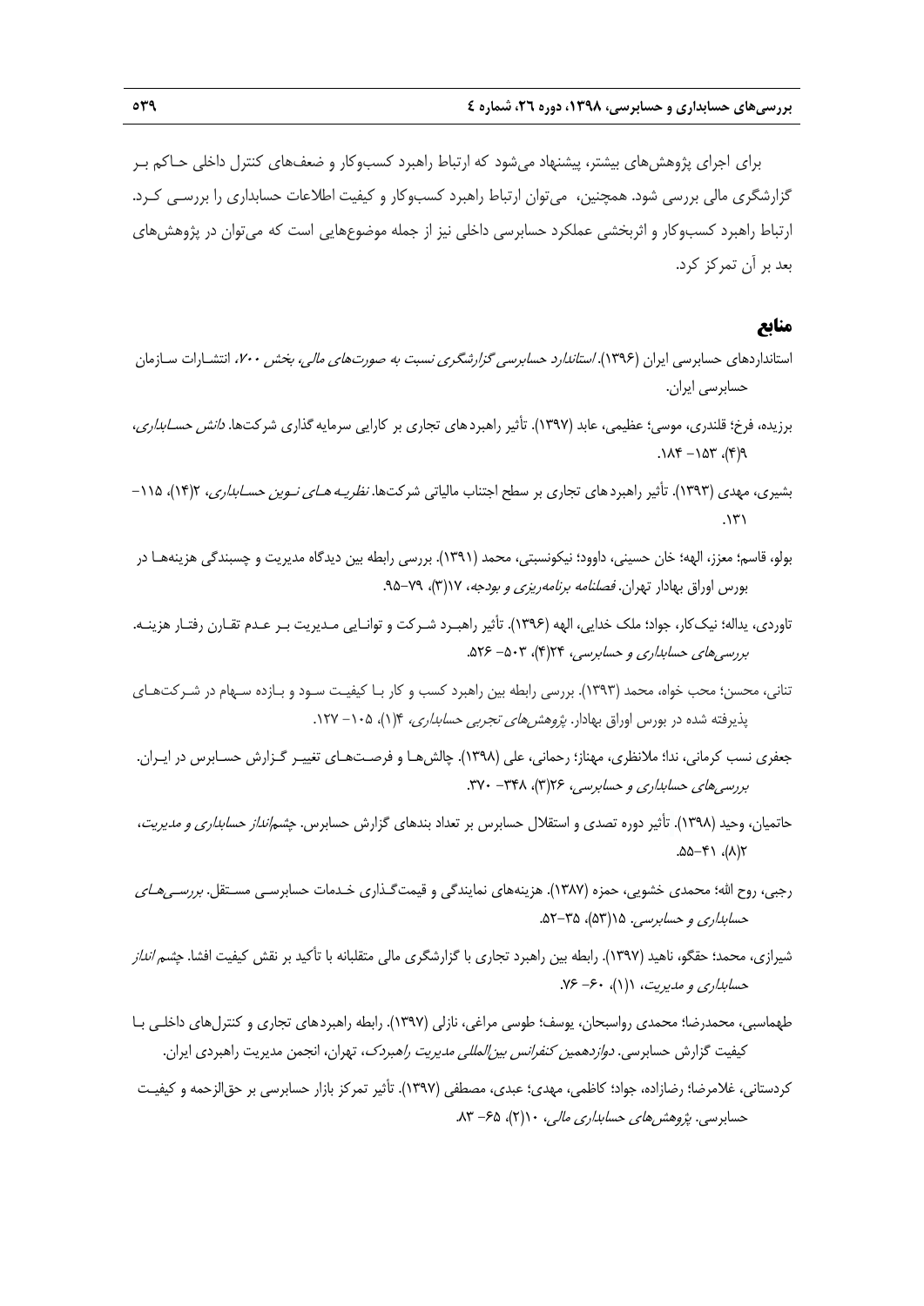برای اجرای پژوهش‌های بیشتر، پیشنهاد می‌شود که ارتباط راهبرد کسب‌وکار و ضعف‌های کنترل داخلی حاکم بر گزارشگری مالی بررسی شود. همچنین، می‌توان ارتباط راهبرد کسب‌وکار و کیفیت اطلاعات حسابداری را بررسی کرد. ارتباط راهبرد کسب‌وکار و اثربخشی عملکرد حسابرسی داخلی نیز از جمله موضوع‌هایی است که می‌توان در پژوهش‌های بعد بر آن تمرکز کرد.

## منابع

استانداردهای حسابرسی ایران (۱۳۹۶). *استاندارد حسابرسی گزارشگری نسبت به صورت‌های مالی، بخش ۷۰۰*، انتشارات سازمان حسابرسی ایران.

برزیده، فرخ؛ قلندری، موسی؛ عظیمی، عابد (۱۳۹۷). تأثیر راهبردهای تجاری بر کارایی سرمایه گذاری شرکت‌ها. *دانش حسابداری*، ۹(۴)، ۱۵۳ -۱۸۴.

بشیری، مهدی (۱۳۹۳). تأثیر راهبردهای تجاری بر سطح اجتناب مالیاتی شرکت‌ها. *نظریه‌های نوین حسابداری*، ۲(۱۴)، ۱۱۵- ۱۳۱.

بولو، قاسم؛ معزز، الهه؛ خان حسینی، داوود؛ نیکونسبتی، محمد (۱۳۹۱). بررسی رابطه بین دیدگاه مدیریت و چسبندگی هزینه‌ها در بورس اوراق بهادار تهران. *فصلنامه برنامه‌ریزی و بودجه*، ۱۷(۳)، ۷۹-۹۵.

تاوردی، یداله؛ نیک‌کار، جواد؛ ملک خدایی، الهه (۱۳۹۶). تأثیر راهبرد شرکت و توانایی مدیریت بر عدم تقارن رفتار هزینه. *بررسی‌های حسابداری و حسابرسی*، ۲۴(۴)، ۵۰۳- ۵۲۶.

تنانی، محسن؛ محب خواه، محمد (۱۳۹۳). بررسی رابطه بین راهبرد کسب و کار با کیفیت سود و بازده سهام در شرکت‌های پذیرفته شده در بورس اوراق بهادار. *پژوهش‌های تجربی حسابداری*، ۴(۱)، ۱۰۵- ۱۲۷.

جعفری نسب کرمانی، ندا؛ ملانظری، مهناز؛ رحمانی، علی (۱۳۹۸). چالش‌ها و فرصت‌های تغییر گزارش حسابرس در ایران. *بررسی‌های حسابداری و حسابرسی*، ۲۶(۳)، ۳۴۸- ۳۷۰.

حاتمیان، وحید (۱۳۹۸). تأثیر دوره تصدی و استقلال حسابرس بر تعداد بندهای گزارش حسابرس. *چشم‌انداز حسابداری و مدیریت*، ۲(۸)، ۴۱-۵۵.

رجبی، روح الله؛ محمدی خشویی، حمزه (۱۳۸۷). هزینه‌های نمایندگی و قیمت‌گذاری خدمات حسابرسی مستقل. *بررسی‌های حسابداری و حسابرسی*. ۱۵(۵۳)، ۳۵-۵۲.

شیرازی، محمد؛ حقگو، ناهید (۱۳۹۷). رابطه بین راهبرد تجاری با گزارشگری مالی متقلبانه با تأکید بر نقش کیفیت افشا. *چشم انداز حسابداری و مدیریت*، ۱(۱)، ۶۰- ۷۶.

طهماسبی، محمدرضا؛ محمدی رواسبحان، یوسف؛ طوسی مراغی، نازلی (۱۳۹۷). رابطه راهبردهای تجاری و کنترل‌های داخلی با کیفیت گزارش حسابرسی. *دوازدهمین کنفرانس بین‌المللی مدیریت راهبردک*، تهران، انجمن مدیریت راهبردی ایران.

کردستانی، غلامرضا؛ رضازاده، جواد؛ کاظمی، مهدی؛ عبدی، مصطفی (۱۳۹۷). تأثیر تمرکز بازار حسابرسی بر حق‌الزحمه و کیفیت حسابرسی. *پژوهش‌های حسابداری مالی*، ۱۰(۲)، ۶۵- ۸۳.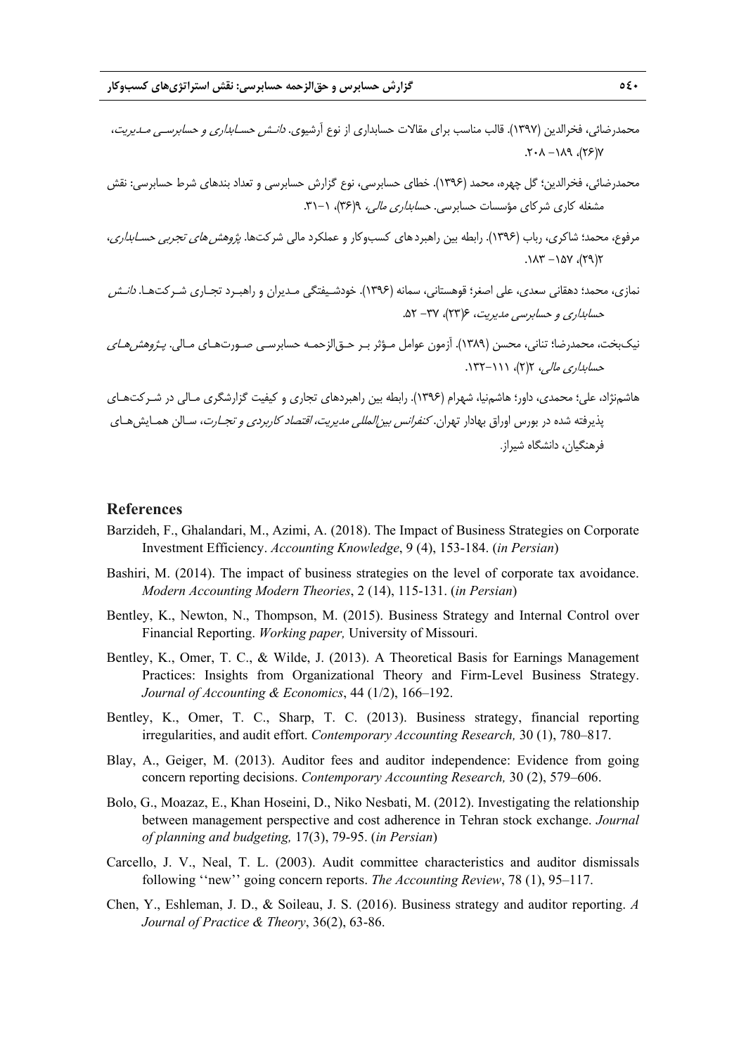محمدرضائی، فخرالدین (۱۳۹۷). قالب مناسب برای مقالات حسابداری از نوع آرشیوی. *دانـش حسـابداری و حسابرسـی مـدیریت*، ۷(۲۶)، ۱۸۹ – ۲۰۸.

محمدرضائی، فخرالدین؛ گل چهره، محمد (۱۳۹۶). خطای حسابرسی، نوع گزارش حسابرسی و تعداد بندهای شرط حسابرسی: نقش مشغله کاری شرکای مؤسسات حسابرسی. *حسابداری مالی*، ۹(۳۶)، ۱–۳۱.

مرفوع، محمد؛ شاکری، رباب (۱۳۹۶). رابطه بین راهبردهای کسب‌وکار و عملکرد مالی شرکت‌ها. *پژوهش‌های تجربی حسـابداری*، ۲(۲۹)، ۱۵۷ – ۱۸۳.

نمازی، محمد؛ دهقانی سعدی، علی اصغر؛ قوهستانی، سمانه (۱۳۹۶). خودشـیفتگی مـدیران و راهبـرد تجـاری شـرکت‌هـا. *دانـش حسابداری و حسابرسی مدیریت*، ۶(۲۳)، ۳۷ – ۵۲.

نیک‌بخت، محمدرضا؛ تنانی، محسن (۱۳۸۹). آزمون عوامل مـؤثر بـر حـق‌الزحمـه حسابرسـی صـورت‌هـای مـالی. *پـژوهش‌هـای حسابداری مالی*، ۲(۲)، ۱۱۱–۱۳۲.

هاشم‌نژاد، علی؛ محمدی، داور؛ هاشم‌نیا، شهرام (۱۳۹۶). رابطه بین راهبردهای تجاری و کیفیت گزارشگری مـالی در شـرکت‌هـای پذیرفته شده در بورس اوراق بهادار تهران. *کنفرانس بین‌المللی مدیریت، اقتصاد کاربردی و تجـارت*، سـالن همـایش‌هـای فرهنگیان، دانشگاه شیراز.

## References

Barzideh, F., Ghalandari, M., Azimi, A. (2018). The Impact of Business Strategies on Corporate Investment Efficiency. *Accounting Knowledge*, 9 (4), 153-184. (*in Persian*)

Bashiri, M. (2014). The impact of business strategies on the level of corporate tax avoidance. *Modern Accounting Modern Theories*, 2 (14), 115-131. (*in Persian*)

Bentley, K., Newton, N., Thompson, M. (2015). Business Strategy and Internal Control over Financial Reporting. *Working paper,* University of Missouri.

Bentley, K., Omer, T. C., & Wilde, J. (2013). A Theoretical Basis for Earnings Management Practices: Insights from Organizational Theory and Firm-Level Business Strategy. *Journal of Accounting & Economics*, 44 (1/2), 166–192.

Bentley, K., Omer, T. C., Sharp, T. C. (2013). Business strategy, financial reporting irregularities, and audit effort. *Contemporary Accounting Research,* 30 (1), 780–817.

Blay, A., Geiger, M. (2013). Auditor fees and auditor independence: Evidence from going concern reporting decisions. *Contemporary Accounting Research,* 30 (2), 579–606.

Bolo, G., Moazaz, E., Khan Hoseini, D., Niko Nesbati, M. (2012). Investigating the relationship between management perspective and cost adherence in Tehran stock exchange. *Journal of planning and budgeting,* 17(3), 79-95. (*in Persian*)

Carcello, J. V., Neal, T. L. (2003). Audit committee characteristics and auditor dismissals following ''new'' going concern reports. *The Accounting Review*, 78 (1), 95–117.

Chen, Y., Eshleman, J. D., & Soileau, J. S. (2016). Business strategy and auditor reporting. *A Journal of Practice & Theory*, 36(2), 63-86.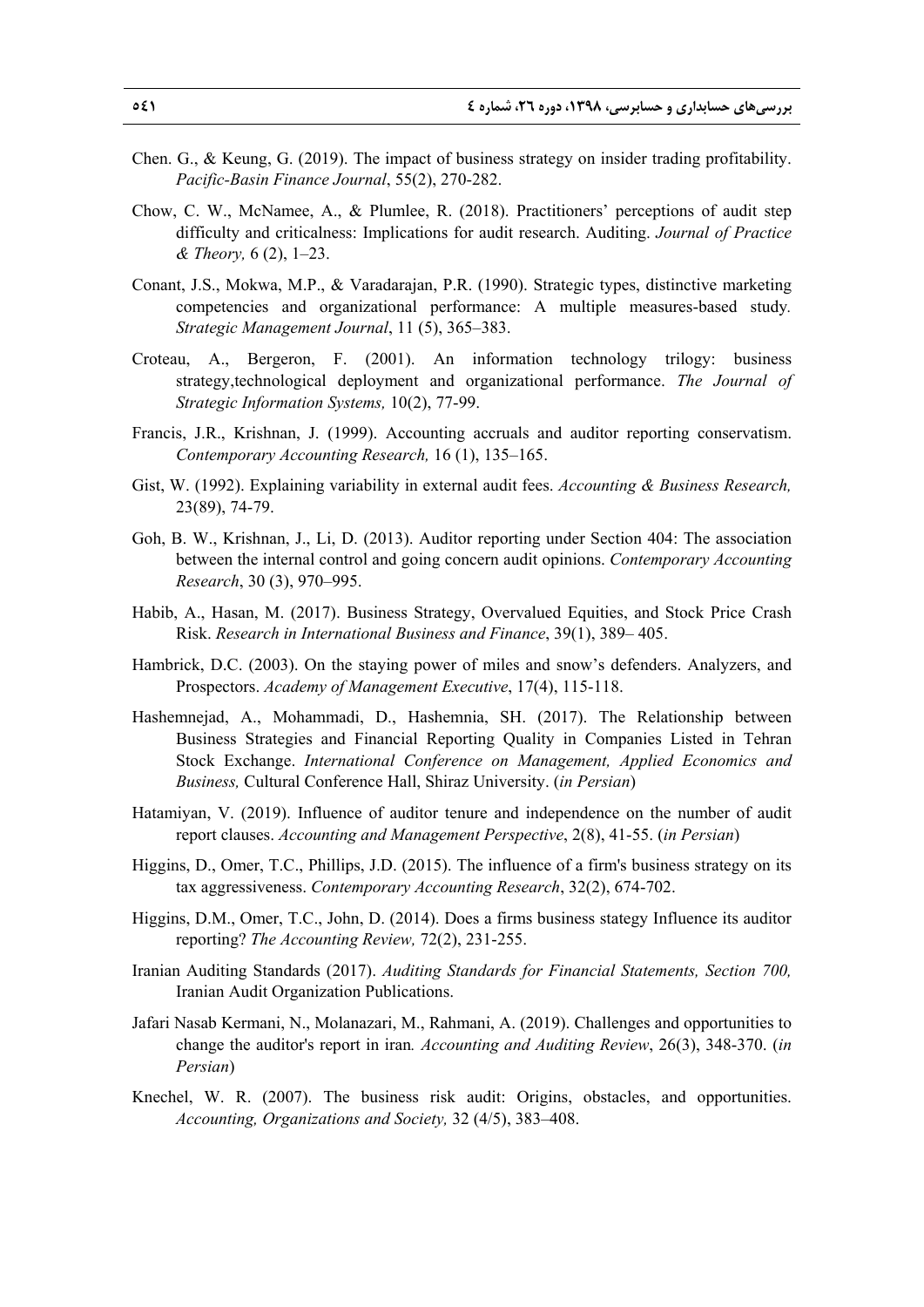Chen. G., & Keung, G. (2019). The impact of business strategy on insider trading profitability. *Pacific-Basin Finance Journal*, 55(2), 270-282.

Chow, C. W., McNamee, A., & Plumlee, R. (2018). Practitioners' perceptions of audit step difficulty and criticalness: Implications for audit research. Auditing. *Journal of Practice & Theory,* 6 (2), 1–23.

Conant, J.S., Mokwa, M.P., & Varadarajan, P.R. (1990). Strategic types, distinctive marketing competencies and organizational performance: A multiple measures-based study*. Strategic Management Journal*, 11 (5), 365–383.

Croteau, A., Bergeron, F. (2001). An information technology trilogy: business strategy,technological deployment and organizational performance. *The Journal of Strategic Information Systems,* 10(2), 77-99.

Francis, J.R., Krishnan, J. (1999). Accounting accruals and auditor reporting conservatism. *Contemporary Accounting Research,* 16 (1), 135–165.

Gist, W. (1992). Explaining variability in external audit fees. *Accounting & Business Research,* 23(89), 74-79.

Goh, B. W., Krishnan, J., Li, D. (2013). Auditor reporting under Section 404: The association between the internal control and going concern audit opinions. *Contemporary Accounting Research*, 30 (3), 970–995.

Habib, A., Hasan, M. (2017). Business Strategy, Overvalued Equities, and Stock Price Crash Risk. *Research in International Business and Finance*, 39(1), 389– 405.

Hambrick, D.C. (2003). On the staying power of miles and snow's defenders. Analyzers, and Prospectors. *Academy of Management Executive*, 17(4), 115-118.

Hashemnejad, A., Mohammadi, D., Hashemnia, SH. (2017). The Relationship between Business Strategies and Financial Reporting Quality in Companies Listed in Tehran Stock Exchange. *International Conference on Management, Applied Economics and Business,* Cultural Conference Hall, Shiraz University. (*in Persian*)

Hatamiyan, V. (2019). Influence of auditor tenure and independence on the number of audit report clauses. *Accounting and Management Perspective*, 2(8), 41-55. (*in Persian*)

Higgins, D., Omer, T.C., Phillips, J.D. (2015). The influence of a firm's business strategy on its tax aggressiveness. *Contemporary Accounting Research*, 32(2), 674-702.

Higgins, D.M., Omer, T.C., John, D. (2014). Does a firms business stategy Influence its auditor reporting? *The Accounting Review,* 72(2), 231-255.

Iranian Auditing Standards (2017). *Auditing Standards for Financial Statements, Section 700,* Iranian Audit Organization Publications.

Jafari Nasab Kermani, N., Molanazari, M., Rahmani, A. (2019). Challenges and opportunities to change the auditor's report in iran*. Accounting and Auditing Review*, 26(3), 348-370. (*in Persian*)

Knechel, W. R. (2007). The business risk audit: Origins, obstacles, and opportunities. *Accounting, Organizations and Society,* 32 (4/5), 383–408.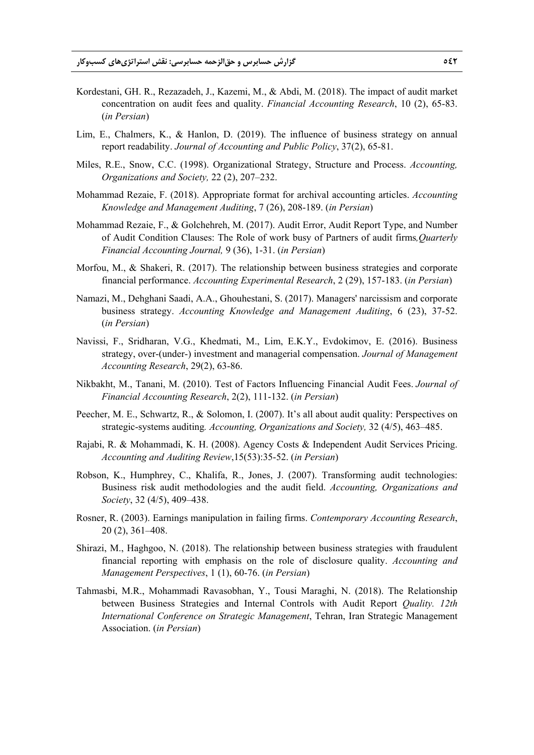Kordestani, GH. R., Rezazadeh, J., Kazemi, M., & Abdi, M. (2018). The impact of audit market concentration on audit fees and quality. *Financial Accounting Research*, 10 (2), 65-83. (*in Persian*)

Lim, E., Chalmers, K., & Hanlon, D. (2019). The influence of business strategy on annual report readability. *Journal of Accounting and Public Policy*, 37(2), 65-81.

Miles, R.E., Snow, C.C. (1998). Organizational Strategy, Structure and Process. *Accounting, Organizations and Society,* 22 (2), 207–232.

Mohammad Rezaie, F. (2018). Appropriate format for archival accounting articles. *Accounting Knowledge and Management Auditing*, 7 (26), 208-189. (*in Persian*)

Mohammad Rezaie, F., & Golchehreh, M. (2017). Audit Error, Audit Report Type, and Number of Audit Condition Clauses: The Role of work busy of Partners of audit firms*, Quarterly Financial Accounting Journal,* 9 (36), 1-31. (*in Persian*)

Morfou, M., & Shakeri, R. (2017). The relationship between business strategies and corporate financial performance. *Accounting Experimental Research*, 2 (29), 157-183. (*in Persian*)

Namazi, M., Dehghani Saadi, A.A., Ghouhestani, S. (2017). Managers' narcissism and corporate business strategy. *Accounting Knowledge and Management Auditing*, 6 (23), 37-52. (*in Persian*)

Navissi, F., Sridharan, V.G., Khedmati, M., Lim, E.K.Y., Evdokimov, E. (2016). Business strategy, over-(under-) investment and managerial compensation. *Journal of Management Accounting Research*, 29(2), 63-86.

Nikbakht, M., Tanani, M. (2010). Test of Factors Influencing Financial Audit Fees. *Journal of Financial Accounting Research*, 2(2), 111-132. (*in Persian*)

Peecher, M. E., Schwartz, R., & Solomon, I. (2007). It's all about audit quality: Perspectives on strategic-systems auditing*. Accounting, Organizations and Society,* 32 (4/5), 463–485.

Rajabi, R. & Mohammadi, K. H. (2008). Agency Costs & Independent Audit Services Pricing. *Accounting and Auditing Review*,15(53):35-52. (*in Persian*)

Robson, K., Humphrey, C., Khalifa, R., Jones, J. (2007). Transforming audit technologies: Business risk audit methodologies and the audit field. *Accounting, Organizations and Society*, 32 (4/5), 409–438.

Rosner, R. (2003). Earnings manipulation in failing firms. *Contemporary Accounting Research*, 20 (2), 361–408.

Shirazi, M., Haghgoo, N. (2018). The relationship between business strategies with fraudulent financial reporting with emphasis on the role of disclosure quality. *Accounting and Management Perspectives*, 1 (1), 60-76. (*in Persian*)

Tahmasbi, M.R., Mohammadi Ravasobhan, Y., Tousi Maraghi, N. (2018). The Relationship between Business Strategies and Internal Controls with Audit Report *Quality. 12th International Conference on Strategic Management*, Tehran, Iran Strategic Management Association. (*in Persian*)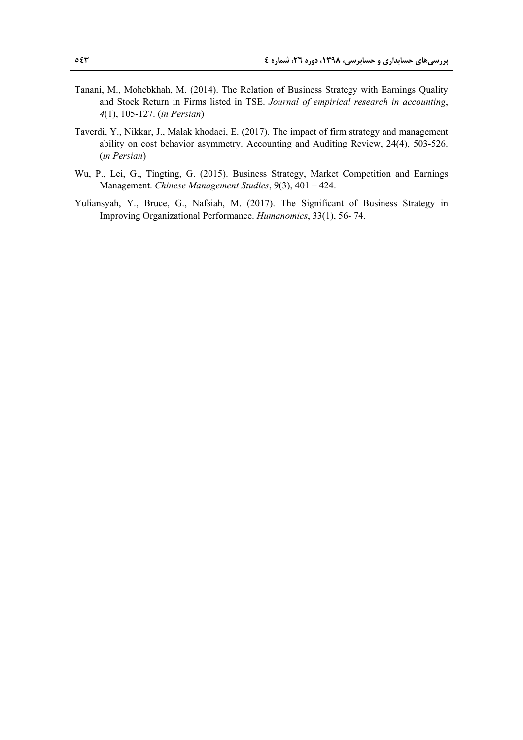Tanani, M., Mohebkhah, M. (2014). The Relation of Business Strategy with Earnings Quality and Stock Return in Firms listed in TSE. *Journal of empirical research in accounting*, *4*(1), 105-127. (*in Persian*)

Taverdi, Y., Nikkar, J., Malak khodaei, E. (2017). The impact of firm strategy and management ability on cost behavior asymmetry. Accounting and Auditing Review, 24(4), 503-526. (*in Persian*)

Wu, P., Lei, G., Tingting, G. (2015). Business Strategy, Market Competition and Earnings Management. *Chinese Management Studies*, 9(3), 401 – 424.

Yuliansyah, Y., Bruce, G., Nafsiah, M. (2017). The Significant of Business Strategy in Improving Organizational Performance. *Humanomics*, 33(1), 56- 74.